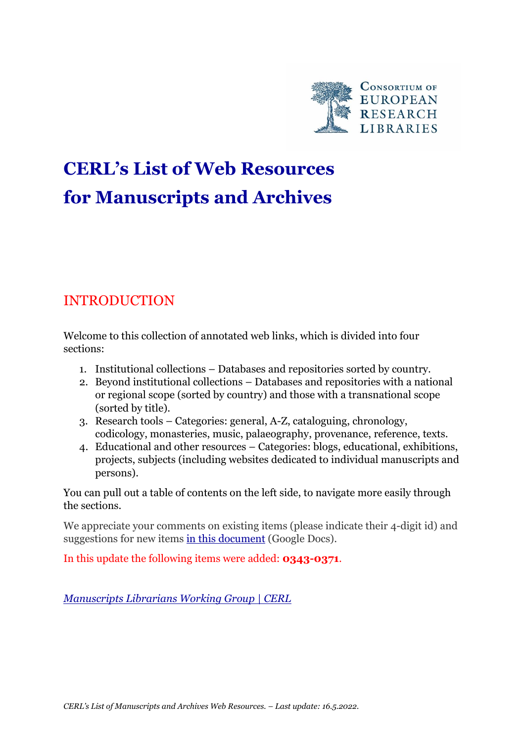Consortium of European Research Libraries

# CERL's List of Web Resources for Manuscripts and Archives

## INTRODUCTION

Welcome to this collection of annotated web links, which is divided into four sections:

1. Institutional collections – Databases and repositories sorted by country.
2. Beyond institutional collections – Databases and repositories with a national or regional scope (sorted by country) and those with a transnational scope (sorted by title).
3. Research tools – Categories: general, A-Z, cataloguing, chronology, codicology, monasteries, music, palaeography, provenance, reference, texts.
4. Educational and other resources – Categories: blogs, educational, exhibitions, projects, subjects (including websites dedicated to individual manuscripts and persons).

You can pull out a table of contents on the left side, to navigate more easily through the sections.

We appreciate your comments on existing items (please indicate their 4-digit id) and suggestions for new items in this document (Google Docs).

In this update the following items were added: **0343-0371**.

*Manuscripts Librarians Working Group | CERL*

*CERL's List of Manuscripts and Archives Web Resources. – Last update: 16.5.2022.*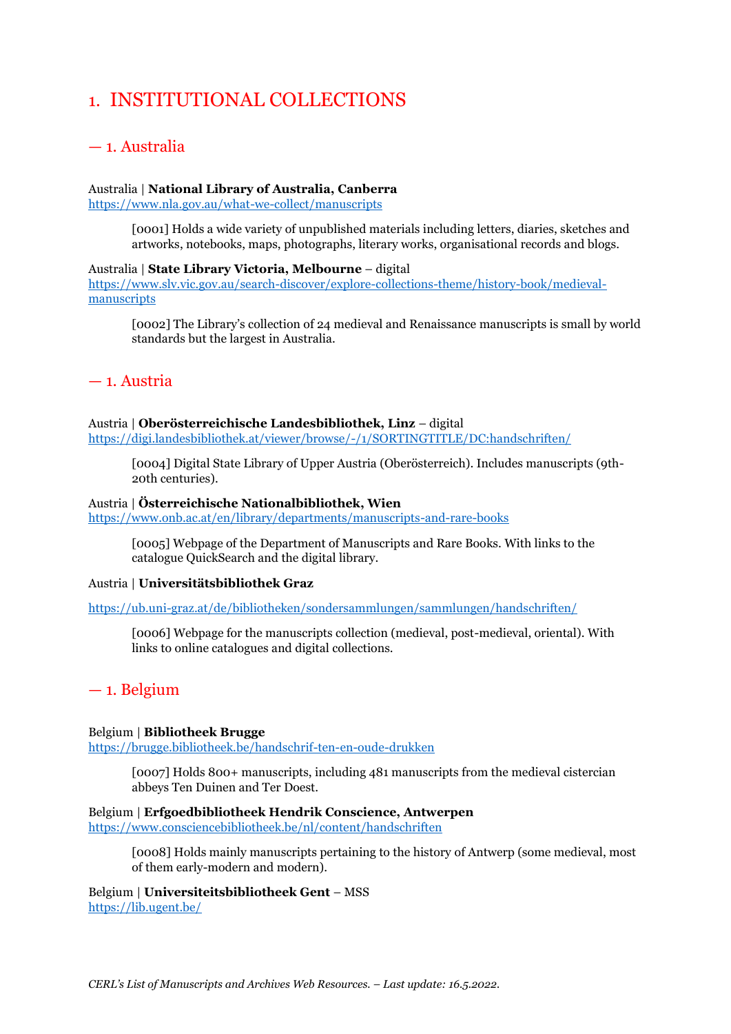# 1. INSTITUTIONAL COLLECTIONS

## — 1. Australia

Australia | **National Library of Australia, Canberra**
https://www.nla.gov.au/what-we-collect/manuscripts

> [0001] Holds a wide variety of unpublished materials including letters, diaries, sketches and artworks, notebooks, maps, photographs, literary works, organisational records and blogs.

Australia | **State Library Victoria, Melbourne** – digital
https://www.slv.vic.gov.au/search-discover/explore-collections-theme/history-book/medieval-manuscripts

> [0002] The Library's collection of 24 medieval and Renaissance manuscripts is small by world standards but the largest in Australia.

## — 1. Austria

Austria | **Oberösterreichische Landesbibliothek, Linz** – digital
https://digi.landesbibliothek.at/viewer/browse/-/1/SORTINGTITLE/DC:handschriften/

> [0004] Digital State Library of Upper Austria (Oberösterreich). Includes manuscripts (9th-20th centuries).

Austria | **Österreichische Nationalbibliothek, Wien**
https://www.onb.ac.at/en/library/departments/manuscripts-and-rare-books

> [0005] Webpage of the Department of Manuscripts and Rare Books. With links to the catalogue QuickSearch and the digital library.

Austria | **Universitätsbibliothek Graz**

https://ub.uni-graz.at/de/bibliotheken/sondersammlungen/sammlungen/handschriften/

> [0006] Webpage for the manuscripts collection (medieval, post-medieval, oriental). With links to online catalogues and digital collections.

## — 1. Belgium

Belgium | **Bibliotheek Brugge**
https://brugge.bibliotheek.be/handschrif-ten-en-oude-drukken

> [0007] Holds 800+ manuscripts, including 481 manuscripts from the medieval cistercian abbeys Ten Duinen and Ter Doest.

Belgium | **Erfgoedbibliotheek Hendrik Conscience, Antwerpen**
https://www.consciencebibliotheek.be/nl/content/handschriften

> [0008] Holds mainly manuscripts pertaining to the history of Antwerp (some medieval, most of them early-modern and modern).

Belgium | **Universiteitsbibliotheek Gent** – MSS
https://lib.ugent.be/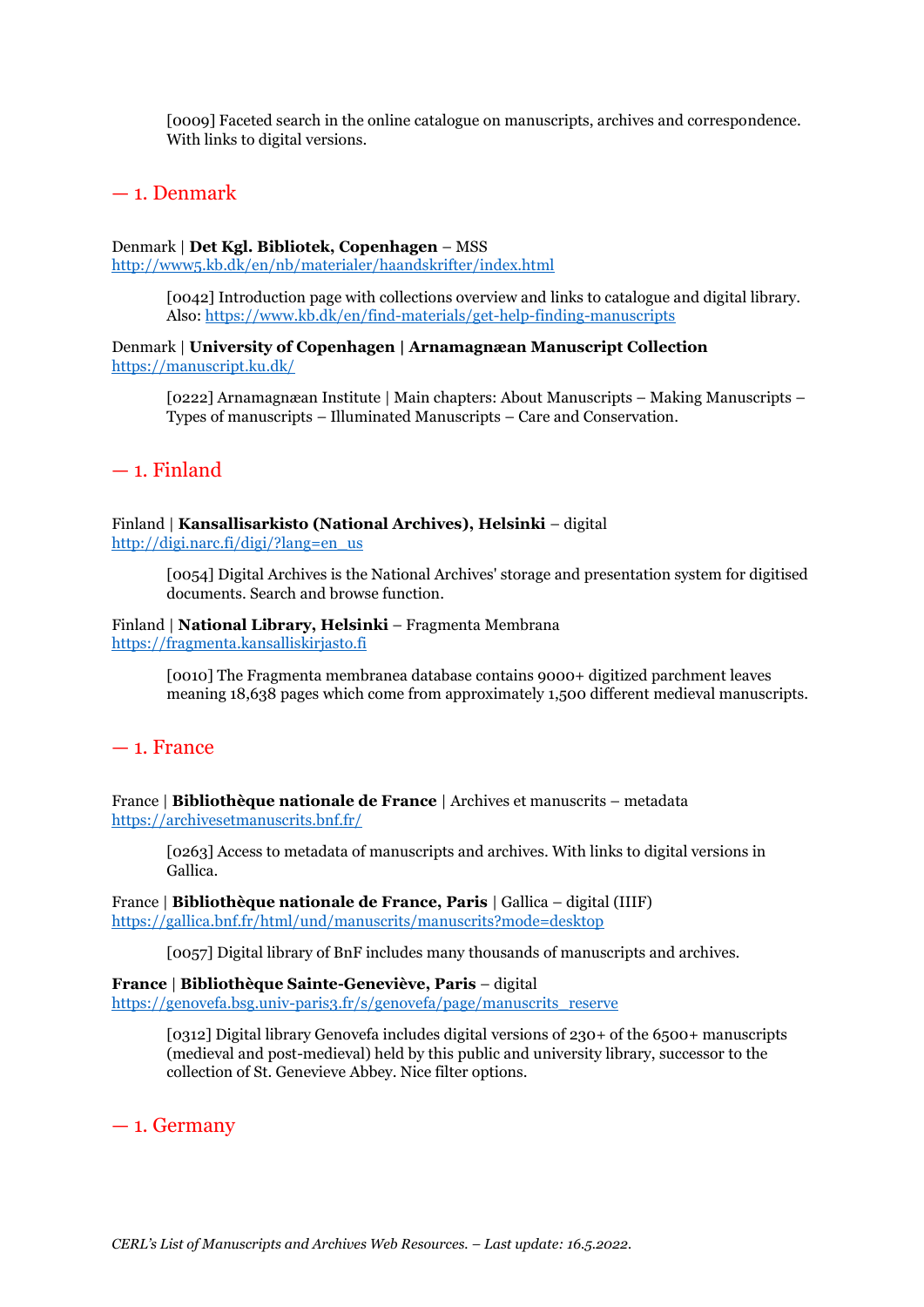[0009] Faceted search in the online catalogue on manuscripts, archives and correspondence. With links to digital versions.

## — 1. Denmark

Denmark | **Det Kgl. Bibliotek, Copenhagen** – MSS
http://www5.kb.dk/en/nb/materialer/haandskrifter/index.html

> [0042] Introduction page with collections overview and links to catalogue and digital library. Also: https://www.kb.dk/en/find-materials/get-help-finding-manuscripts

Denmark | **University of Copenhagen | Arnamagnæan Manuscript Collection**
https://manuscript.ku.dk/

> [0222] Arnamagnæan Institute | Main chapters: About Manuscripts – Making Manuscripts – Types of manuscripts – Illuminated Manuscripts – Care and Conservation.

## — 1. Finland

Finland | **Kansallisarkisto (National Archives), Helsinki** – digital
http://digi.narc.fi/digi/?lang=en_us

> [0054] Digital Archives is the National Archives' storage and presentation system for digitised documents. Search and browse function.

Finland | **National Library, Helsinki** – Fragmenta Membrana
https://fragmenta.kansalliskirjasto.fi

> [0010] The Fragmenta membranea database contains 9000+ digitized parchment leaves meaning 18,638 pages which come from approximately 1,500 different medieval manuscripts.

## — 1. France

France | **Bibliothèque nationale de France** | Archives et manuscrits – metadata
https://archivesetmanuscrits.bnf.fr/

> [0263] Access to metadata of manuscripts and archives. With links to digital versions in Gallica.

France | **Bibliothèque nationale de France, Paris** | Gallica – digital (IIIF)
https://gallica.bnf.fr/html/und/manuscrits/manuscrits?mode=desktop

> [0057] Digital library of BnF includes many thousands of manuscripts and archives.

**France** | **Bibliothèque Sainte-Geneviève, Paris** – digital
https://genovefa.bsg.univ-paris3.fr/s/genovefa/page/manuscrits_reserve

> [0312] Digital library Genovefa includes digital versions of 230+ of the 6500+ manuscripts (medieval and post-medieval) held by this public and university library, successor to the collection of St. Genevieve Abbey. Nice filter options.

## — 1. Germany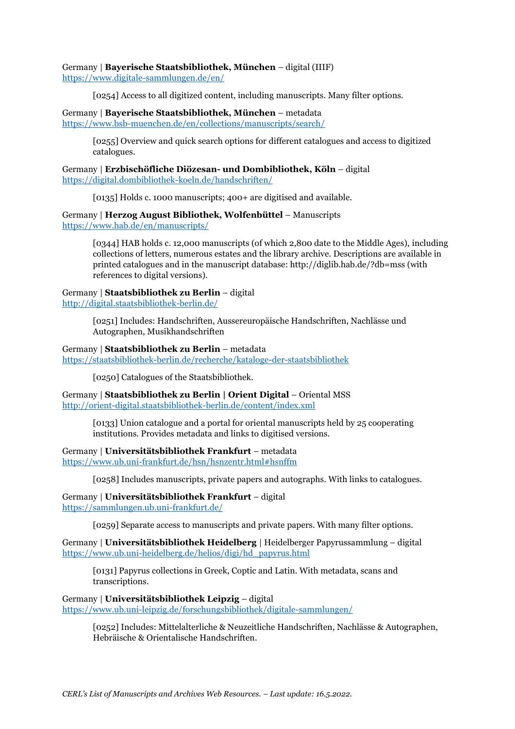Germany | **Bayerische Staatsbibliothek, München** – digital (IIIF)
https://www.digitale-sammlungen.de/en/

> [0254] Access to all digitized content, including manuscripts. Many filter options.

Germany | **Bayerische Staatsbibliothek, München** – metadata
https://www.bsb-muenchen.de/en/collections/manuscripts/search/

> [0255] Overview and quick search options for different catalogues and access to digitized catalogues.

Germany | **Erzbischöfliche Diözesan- und Dombibliothek, Köln** – digital
https://digital.dombibliothek-koeln.de/handschriften/

> [0135] Holds c. 1000 manuscripts; 400+ are digitised and available.

Germany | **Herzog August Bibliothek, Wolfenbüttel** – Manuscripts
https://www.hab.de/en/manuscripts/

> [0344] HAB holds c. 12,000 manuscripts (of which 2,800 date to the Middle Ages), including collections of letters, numerous estates and the library archive. Descriptions are available in printed catalogues and in the manuscript database: http://diglib.hab.de/?db=mss (with references to digital versions).

Germany | **Staatsbibliothek zu Berlin** – digital
http://digital.staatsbibliothek-berlin.de/

> [0251] Includes: Handschriften, Aussereuropäische Handschriften, Nachlässe und Autographen, Musikhandschriften

Germany | **Staatsbibliothek zu Berlin** – metadata
https://staatsbibliothek-berlin.de/recherche/kataloge-der-staatsbibliothek

> [0250] Catalogues of the Staatsbibliothek.

Germany | **Staatsbibliothek zu Berlin | Orient Digital** – Oriental MSS
http://orient-digital.staatsbibliothek-berlin.de/content/index.xml

> [0133] Union catalogue and a portal for oriental manuscripts held by 25 cooperating institutions. Provides metadata and links to digitised versions.

Germany | **Universitätsbibliothek Frankfurt** – metadata
https://www.ub.uni-frankfurt.de/hsn/hsnzentr.html#hsnffm

> [0258] Includes manuscripts, private papers and autographs. With links to catalogues.

Germany | **Universitätsbibliothek Frankfurt** – digital
https://sammlungen.ub.uni-frankfurt.de/

> [0259] Separate access to manuscripts and private papers. With many filter options.

Germany | **Universitätsbibliothek Heidelberg** | Heidelberger Papyrussammlung – digital
https://www.ub.uni-heidelberg.de/helios/digi/hd_papyrus.html

> [0131] Papyrus collections in Greek, Coptic and Latin. With metadata, scans and transcriptions.

Germany | **Universitätsbibliothek Leipzig** – digital
https://www.ub.uni-leipzig.de/forschungsbibliothek/digitale-sammlungen/

> [0252] Includes: Mittelalterliche & Neuzeitliche Handschriften, Nachlässe & Autographen, Hebräische & Orientalische Handschriften.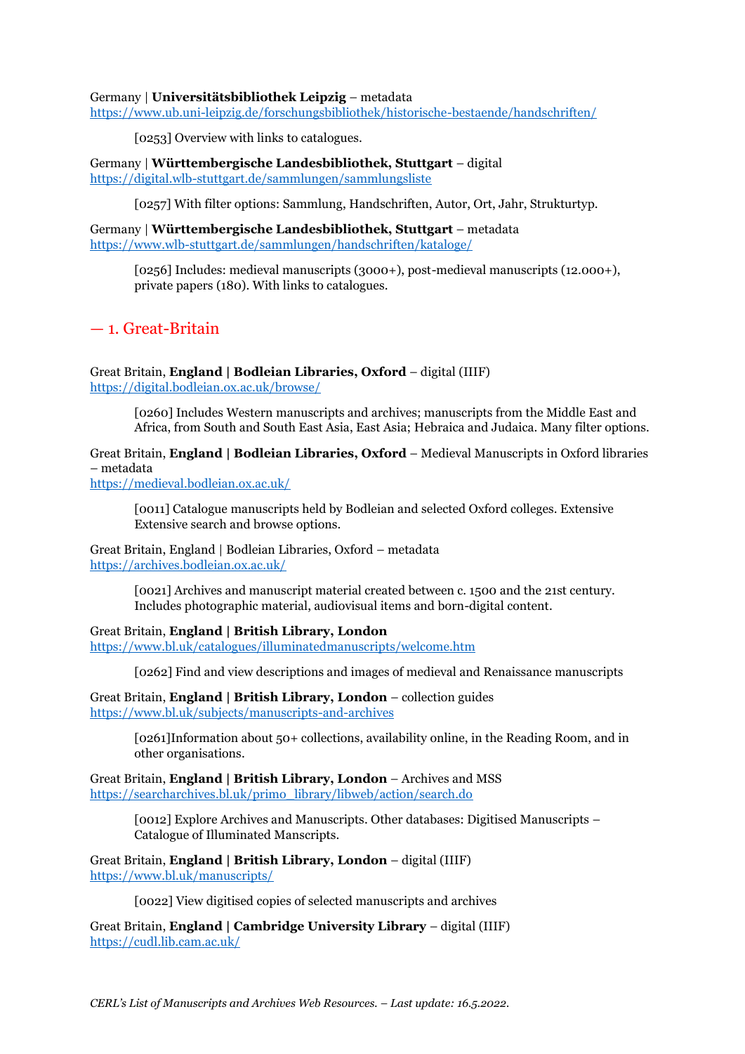Germany | **Universitätsbibliothek Leipzig** – metadata
https://www.ub.uni-leipzig.de/forschungsbibliothek/historische-bestaende/handschriften/

> [0253] Overview with links to catalogues.

Germany | **Württembergische Landesbibliothek, Stuttgart** – digital
https://digital.wlb-stuttgart.de/sammlungen/sammlungsliste

> [0257] With filter options: Sammlung, Handschriften, Autor, Ort, Jahr, Strukturtyp.

Germany | **Württembergische Landesbibliothek, Stuttgart** – metadata
https://www.wlb-stuttgart.de/sammlungen/handschriften/kataloge/

> [0256] Includes: medieval manuscripts (3000+), post-medieval manuscripts (12.000+), private papers (180). With links to catalogues.

## — 1. Great-Britain

Great Britain, **England | Bodleian Libraries, Oxford** – digital (IIIF)
https://digital.bodleian.ox.ac.uk/browse/

> [0260] Includes Western manuscripts and archives; manuscripts from the Middle East and Africa, from South and South East Asia, East Asia; Hebraica and Judaica. Many filter options.

Great Britain, **England | Bodleian Libraries, Oxford** – Medieval Manuscripts in Oxford libraries – metadata
https://medieval.bodleian.ox.ac.uk/

> [0011] Catalogue manuscripts held by Bodleian and selected Oxford colleges. Extensive Extensive search and browse options.

Great Britain, England | Bodleian Libraries, Oxford – metadata
https://archives.bodleian.ox.ac.uk/

> [0021] Archives and manuscript material created between c. 1500 and the 21st century. Includes photographic material, audiovisual items and born-digital content.

Great Britain, **England | British Library, London**
https://www.bl.uk/catalogues/illuminatedmanuscripts/welcome.htm

> [0262] Find and view descriptions and images of medieval and Renaissance manuscripts

Great Britain, **England | British Library, London** – collection guides
https://www.bl.uk/subjects/manuscripts-and-archives

> [0261]Information about 50+ collections, availability online, in the Reading Room, and in other organisations.

Great Britain, **England | British Library, London** – Archives and MSS
https://searcharchives.bl.uk/primo_library/libweb/action/search.do

> [0012] Explore Archives and Manuscripts. Other databases: Digitised Manuscripts – Catalogue of Illuminated Manscripts.

Great Britain, **England | British Library, London** – digital (IIIF)
https://www.bl.uk/manuscripts/

> [0022] View digitised copies of selected manuscripts and archives

Great Britain, **England | Cambridge University Library** – digital (IIIF)
https://cudl.lib.cam.ac.uk/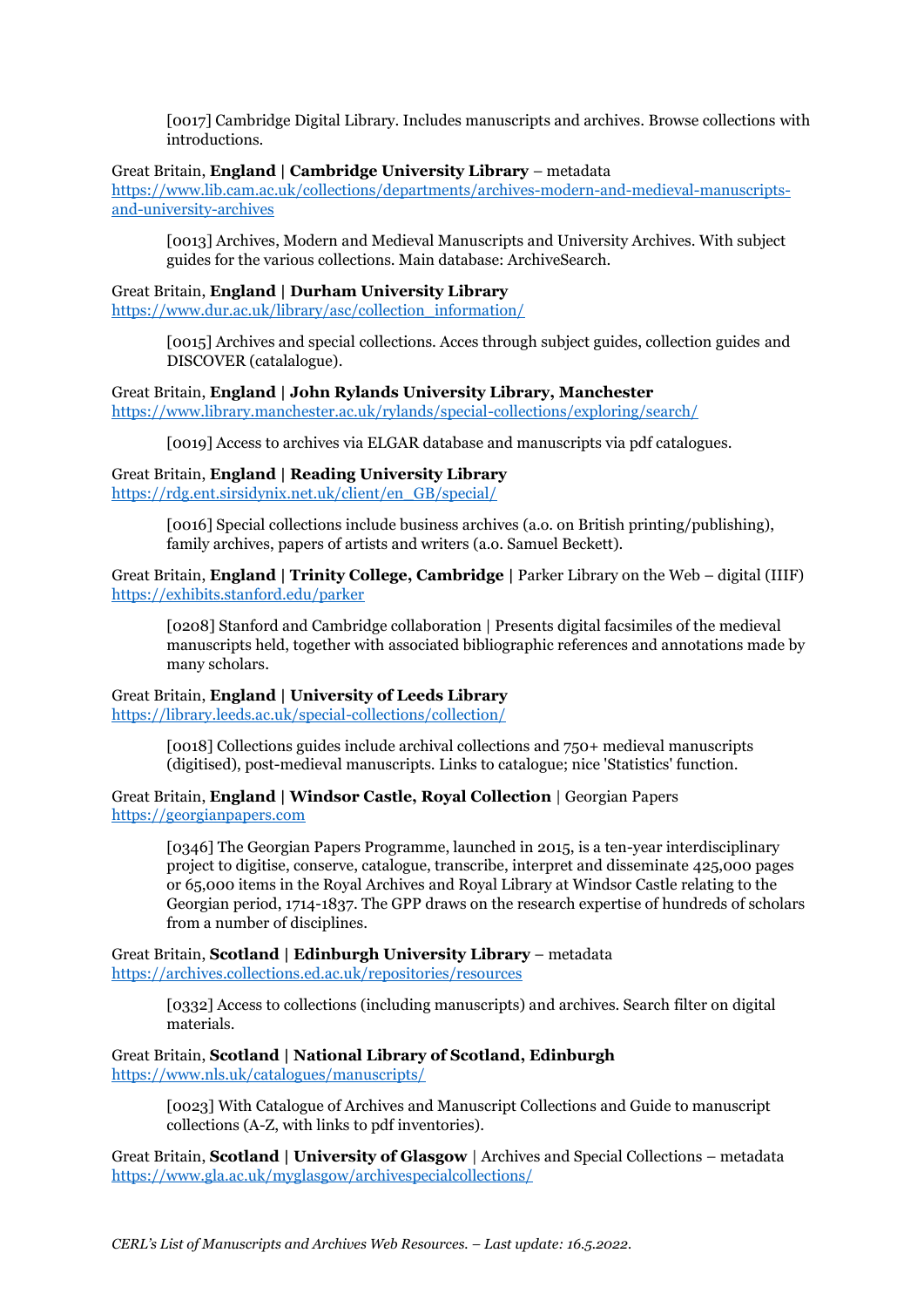[0017] Cambridge Digital Library. Includes manuscripts and archives. Browse collections with introductions.

Great Britain, **England | Cambridge University Library** – metadata
https://www.lib.cam.ac.uk/collections/departments/archives-modern-and-medieval-manuscripts-and-university-archives

[0013] Archives, Modern and Medieval Manuscripts and University Archives. With subject guides for the various collections. Main database: ArchiveSearch.

Great Britain, **England | Durham University Library**
https://www.dur.ac.uk/library/asc/collection_information/

[0015] Archives and special collections. Acces through subject guides, collection guides and DISCOVER (catalalogue).

Great Britain, **England | John Rylands University Library, Manchester**
https://www.library.manchester.ac.uk/rylands/special-collections/exploring/search/

[0019] Access to archives via ELGAR database and manuscripts via pdf catalogues.

Great Britain, **England | Reading University Library**
https://rdg.ent.sirsidynix.net.uk/client/en_GB/special/

[0016] Special collections include business archives (a.o. on British printing/publishing), family archives, papers of artists and writers (a.o. Samuel Beckett).

Great Britain, **England | Trinity College, Cambridge** | Parker Library on the Web – digital (IIIF)
https://exhibits.stanford.edu/parker

[0208] Stanford and Cambridge collaboration | Presents digital facsimiles of the medieval manuscripts held, together with associated bibliographic references and annotations made by many scholars.

Great Britain, **England | University of Leeds Library**
https://library.leeds.ac.uk/special-collections/collection/

[0018] Collections guides include archival collections and 750+ medieval manuscripts (digitised), post-medieval manuscripts. Links to catalogue; nice 'Statistics' function.

Great Britain, **England | Windsor Castle, Royal Collection** | Georgian Papers
https://georgianpapers.com

[0346] The Georgian Papers Programme, launched in 2015, is a ten-year interdisciplinary project to digitise, conserve, catalogue, transcribe, interpret and disseminate 425,000 pages or 65,000 items in the Royal Archives and Royal Library at Windsor Castle relating to the Georgian period, 1714-1837. The GPP draws on the research expertise of hundreds of scholars from a number of disciplines.

Great Britain, **Scotland | Edinburgh University Library** – metadata
https://archives.collections.ed.ac.uk/repositories/resources

[0332] Access to collections (including manuscripts) and archives. Search filter on digital materials.

Great Britain, **Scotland | National Library of Scotland, Edinburgh**
https://www.nls.uk/catalogues/manuscripts/

[0023] With Catalogue of Archives and Manuscript Collections and Guide to manuscript collections (A-Z, with links to pdf inventories).

Great Britain, **Scotland | University of Glasgow** | Archives and Special Collections – metadata
https://www.gla.ac.uk/myglasgow/archivespecialcollections/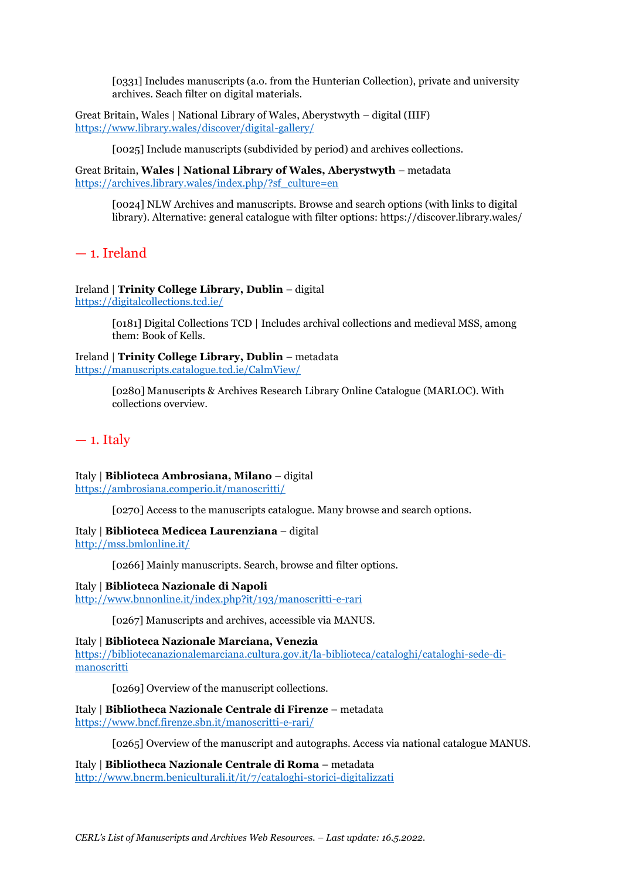[0331] Includes manuscripts (a.o. from the Hunterian Collection), private and university archives. Seach filter on digital materials.

Great Britain, Wales | National Library of Wales, Aberystwyth – digital (IIIF)
https://www.library.wales/discover/digital-gallery/

[0025] Include manuscripts (subdivided by period) and archives collections.

Great Britain, **Wales | National Library of Wales, Aberystwyth** – metadata
https://archives.library.wales/index.php/?sf_culture=en

[0024] NLW Archives and manuscripts. Browse and search options (with links to digital library). Alternative: general catalogue with filter options: https://discover.library.wales/

## — 1. Ireland

Ireland | **Trinity College Library, Dublin** – digital
https://digitalcollections.tcd.ie/

[0181] Digital Collections TCD | Includes archival collections and medieval MSS, among them: Book of Kells.

Ireland | **Trinity College Library, Dublin** – metadata
https://manuscripts.catalogue.tcd.ie/CalmView/

[0280] Manuscripts & Archives Research Library Online Catalogue (MARLOC). With collections overview.

## — 1. Italy

Italy | **Biblioteca Ambrosiana, Milano** – digital
https://ambrosiana.comperio.it/manoscritti/

[0270] Access to the manuscripts catalogue. Many browse and search options.

Italy | **Biblioteca Medicea Laurenziana** – digital
http://mss.bmlonline.it/

[0266] Mainly manuscripts. Search, browse and filter options.

Italy | **Biblioteca Nazionale di Napoli**
http://www.bnnonline.it/index.php?it/193/manoscritti-e-rari

[0267] Manuscripts and archives, accessible via MANUS.

Italy | **Biblioteca Nazionale Marciana, Venezia**
https://bibliotecanazionalemarciana.cultura.gov.it/la-biblioteca/cataloghi/cataloghi-sede-di-manoscritti

[0269] Overview of the manuscript collections.

Italy | **Bibliotheca Nazionale Centrale di Firenze** – metadata
https://www.bncf.firenze.sbn.it/manoscritti-e-rari/

[0265] Overview of the manuscript and autographs. Access via national catalogue MANUS.

Italy | **Bibliotheca Nazionale Centrale di Roma** – metadata
http://www.bncrm.beniculturali.it/it/7/cataloghi-storici-digitalizzati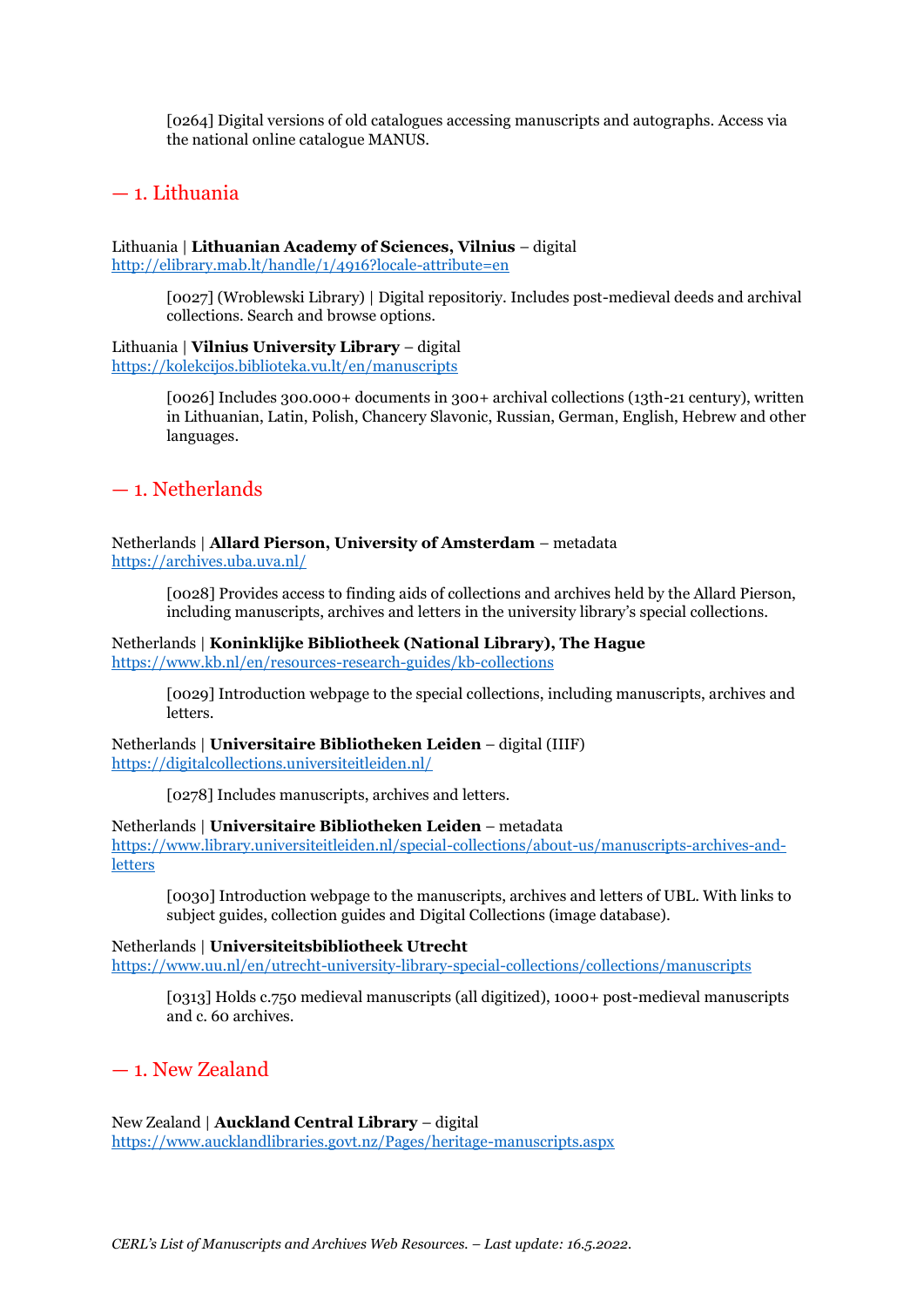[0264] Digital versions of old catalogues accessing manuscripts and autographs. Access via the national online catalogue MANUS.

## — 1. Lithuania

Lithuania | **Lithuanian Academy of Sciences, Vilnius** – digital
http://elibrary.mab.lt/handle/1/4916?locale-attribute=en

[0027] (Wroblewski Library) | Digital repositoriy. Includes post-medieval deeds and archival collections. Search and browse options.

Lithuania | **Vilnius University Library** – digital
https://kolekcijos.biblioteka.vu.lt/en/manuscripts

[0026] Includes 300.000+ documents in 300+ archival collections (13th-21 century), written in Lithuanian, Latin, Polish, Chancery Slavonic, Russian, German, English, Hebrew and other languages.

## — 1. Netherlands

Netherlands | **Allard Pierson, University of Amsterdam** – metadata
https://archives.uba.uva.nl/

[0028] Provides access to finding aids of collections and archives held by the Allard Pierson, including manuscripts, archives and letters in the university library's special collections.

Netherlands | **Koninklijke Bibliotheek (National Library), The Hague**
https://www.kb.nl/en/resources-research-guides/kb-collections

[0029] Introduction webpage to the special collections, including manuscripts, archives and letters.

Netherlands | **Universitaire Bibliotheken Leiden** – digital (IIIF)
https://digitalcollections.universiteitleiden.nl/

[0278] Includes manuscripts, archives and letters.

Netherlands | **Universitaire Bibliotheken Leiden** – metadata
https://www.library.universiteitleiden.nl/special-collections/about-us/manuscripts-archives-and-letters

[0030] Introduction webpage to the manuscripts, archives and letters of UBL. With links to subject guides, collection guides and Digital Collections (image database).

Netherlands | **Universiteitsbibliotheek Utrecht**
https://www.uu.nl/en/utrecht-university-library-special-collections/collections/manuscripts

[0313] Holds c.750 medieval manuscripts (all digitized), 1000+ post-medieval manuscripts and c. 60 archives.

## — 1. New Zealand

New Zealand | **Auckland Central Library** – digital
https://www.aucklandlibraries.govt.nz/Pages/heritage-manuscripts.aspx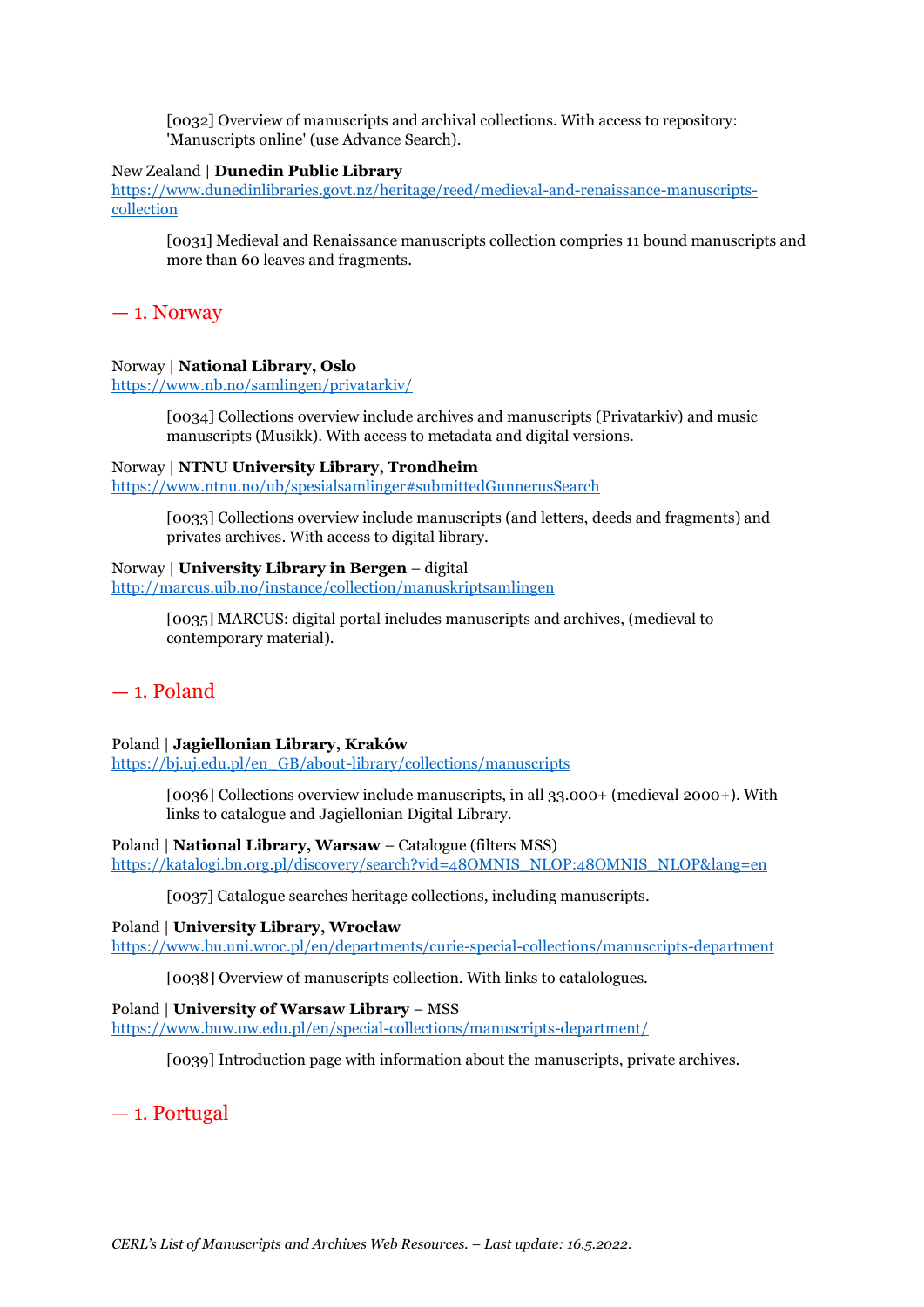[0032] Overview of manuscripts and archival collections. With access to repository: 'Manuscripts online' (use Advance Search).

New Zealand | **Dunedin Public Library**
https://www.dunedinlibraries.govt.nz/heritage/reed/medieval-and-renaissance-manuscripts-collection

[0031] Medieval and Renaissance manuscripts collection compries 11 bound manuscripts and more than 60 leaves and fragments.

## — 1. Norway

Norway | **National Library, Oslo**
https://www.nb.no/samlingen/privatarkiv/

[0034] Collections overview include archives and manuscripts (Privatarkiv) and music manuscripts (Musikk). With access to metadata and digital versions.

Norway | **NTNU University Library, Trondheim**
https://www.ntnu.no/ub/spesialsamlinger#submittedGunnerusSearch

[0033] Collections overview include manuscripts (and letters, deeds and fragments) and privates archives. With access to digital library.

Norway | **University Library in Bergen** – digital
http://marcus.uib.no/instance/collection/manuskriptsamlingen

[0035] MARCUS: digital portal includes manuscripts and archives, (medieval to contemporary material).

## — 1. Poland

Poland | **Jagiellonian Library, Kraków**
https://bj.uj.edu.pl/en_GB/about-library/collections/manuscripts

[0036] Collections overview include manuscripts, in all 33.000+ (medieval 2000+). With links to catalogue and Jagiellonian Digital Library.

Poland | **National Library, Warsaw** – Catalogue (filters MSS)
https://katalogi.bn.org.pl/discovery/search?vid=48OMNIS_NLOP:48OMNIS_NLOP&lang=en

[0037] Catalogue searches heritage collections, including manuscripts.

Poland | **University Library, Wrocław**
https://www.bu.uni.wroc.pl/en/departments/curie-special-collections/manuscripts-department

[0038] Overview of manuscripts collection. With links to catalogues.

Poland | **University of Warsaw Library** – MSS
https://www.buw.uw.edu.pl/en/special-collections/manuscripts-department/

[0039] Introduction page with information about the manuscripts, private archives.

## — 1. Portugal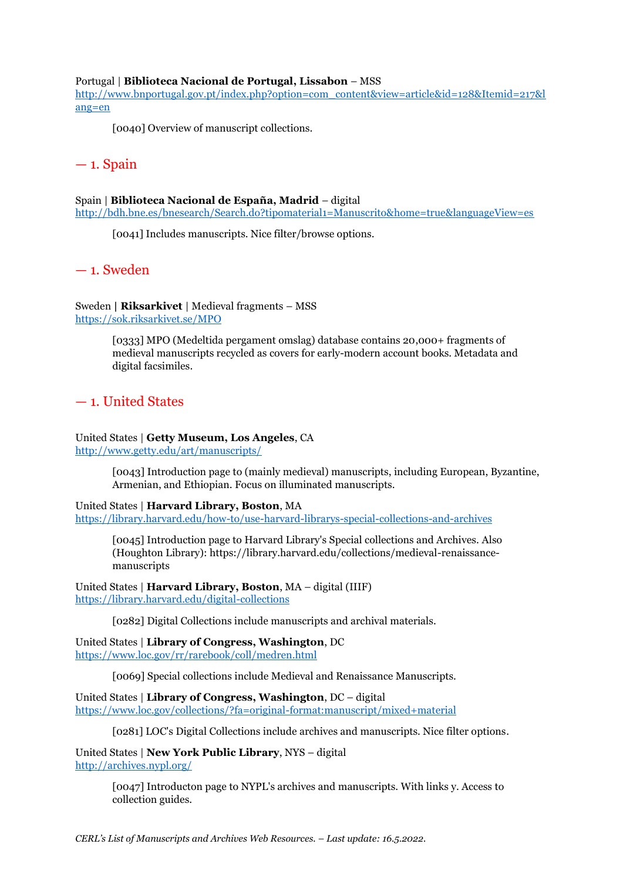Portugal | **Biblioteca Nacional de Portugal, Lissabon** – MSS
http://www.bnportugal.gov.pt/index.php?option=com_content&view=article&id=128&Itemid=217&lang=en

> [0040] Overview of manuscript collections.

## — 1. Spain

Spain | **Biblioteca Nacional de España, Madrid** – digital
http://bdh.bne.es/bnesearch/Search.do?tipomaterial1=Manuscrito&home=true&languageView=es

> [0041] Includes manuscripts. Nice filter/browse options.

## — 1. Sweden

Sweden **| Riksarkivet** | Medieval fragments – MSS
https://sok.riksarkivet.se/MPO

> [0333] MPO (Medeltida pergament omslag) database contains 20,000+ fragments of medieval manuscripts recycled as covers for early-modern account books. Metadata and digital facsimiles.

## — 1. United States

United States | **Getty Museum, Los Angeles**, CA
http://www.getty.edu/art/manuscripts/

> [0043] Introduction page to (mainly medieval) manuscripts, including European, Byzantine, Armenian, and Ethiopian. Focus on illuminated manuscripts.

United States | **Harvard Library, Boston**, MA
https://library.harvard.edu/how-to/use-harvard-librarys-special-collections-and-archives

> [0045] Introduction page to Harvard Library's Special collections and Archives. Also (Houghton Library): https://library.harvard.edu/collections/medieval-renaissance-manuscripts

United States | **Harvard Library, Boston**, MA – digital (IIIF)
https://library.harvard.edu/digital-collections

> [0282] Digital Collections include manuscripts and archival materials.

United States | **Library of Congress, Washington**, DC
https://www.loc.gov/rr/rarebook/coll/medren.html

> [0069] Special collections include Medieval and Renaissance Manuscripts.

United States | **Library of Congress, Washington**, DC – digital
https://www.loc.gov/collections/?fa=original-format:manuscript/mixed+material

> [0281] LOC's Digital Collections include archives and manuscripts. Nice filter options.

United States | **New York Public Library**, NYS – digital
http://archives.nypl.org/

> [0047] Introducton page to NYPL's archives and manuscripts. With links y. Access to collection guides.

*CERL's List of Manuscripts and Archives Web Resources. – Last update: 16.5.2022.*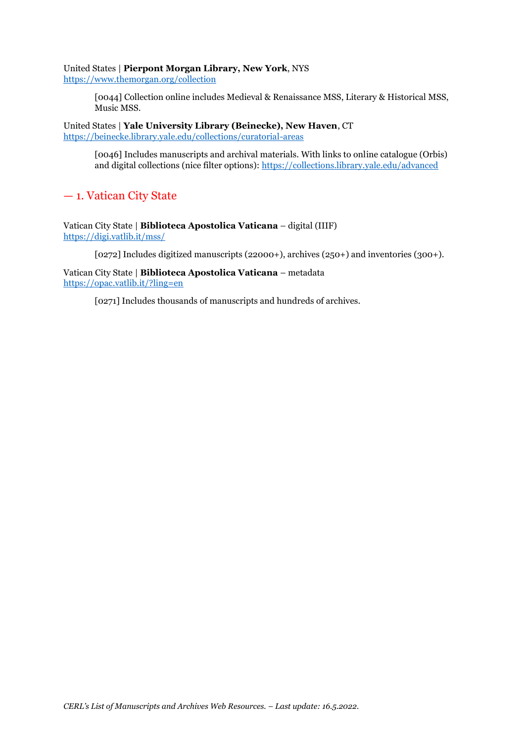United States | **Pierpont Morgan Library, New York**, NYS
https://www.themorgan.org/collection

> [0044] Collection online includes Medieval & Renaissance MSS, Literary & Historical MSS, Music MSS.

United States | **Yale University Library (Beinecke), New Haven**, CT
https://beinecke.library.yale.edu/collections/curatorial-areas

> [0046] Includes manuscripts and archival materials. With links to online catalogue (Orbis) and digital collections (nice filter options): https://collections.library.yale.edu/advanced

## — 1. Vatican City State

Vatican City State | **Biblioteca Apostolica Vaticana** – digital (IIIF)
https://digi.vatlib.it/mss/

> [0272] Includes digitized manuscripts (22000+), archives (250+) and inventories (300+).

Vatican City State | **Biblioteca Apostolica Vaticana** – metadata
https://opac.vatlib.it/?ling=en

> [0271] Includes thousands of manuscripts and hundreds of archives.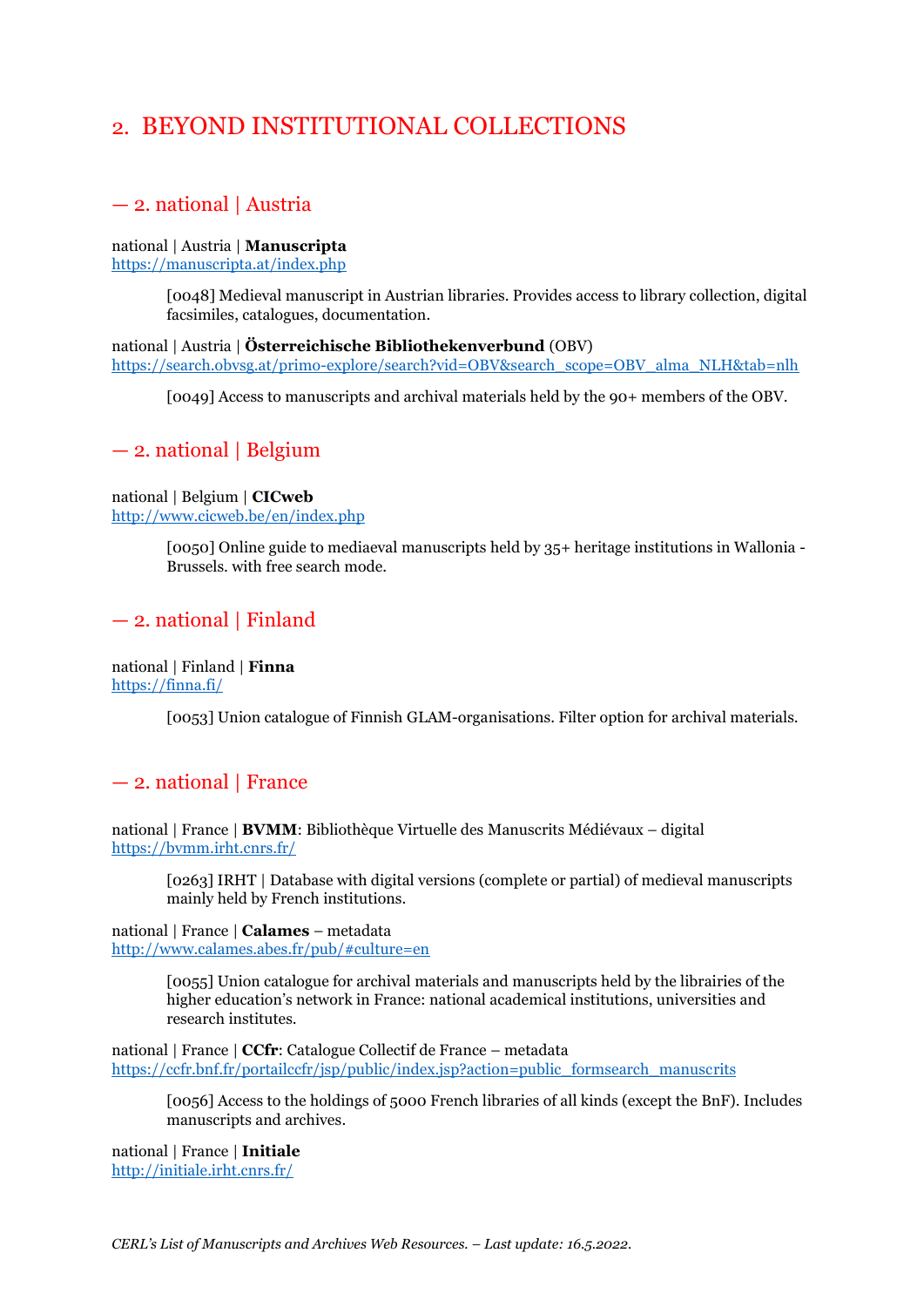# 2. BEYOND INSTITUTIONAL COLLECTIONS

## — 2. national | Austria

national | Austria | **Manuscripta**
https://manuscripta.at/index.php

> [0048] Medieval manuscript in Austrian libraries. Provides access to library collection, digital facsimiles, catalogues, documentation.

national | Austria | **Österreichische Bibliothekenverbund** (OBV)
https://search.obvsg.at/primo-explore/search?vid=OBV&search_scope=OBV_alma_NLH&tab=nlh

> [0049] Access to manuscripts and archival materials held by the 90+ members of the OBV.

## — 2. national | Belgium

national | Belgium | **CICweb**
http://www.cicweb.be/en/index.php

> [0050] Online guide to mediaeval manuscripts held by 35+ heritage institutions in Wallonia - Brussels. with free search mode.

## — 2. national | Finland

national | Finland | **Finna**
https://finna.fi/

> [0053] Union catalogue of Finnish GLAM-organisations. Filter option for archival materials.

## — 2. national | France

national | France | **BVMM**: Bibliothèque Virtuelle des Manuscrits Médiévaux – digital
https://bvmm.irht.cnrs.fr/

> [0263] IRHT | Database with digital versions (complete or partial) of medieval manuscripts mainly held by French institutions.

national | France | **Calames** – metadata
http://www.calames.abes.fr/pub/#culture=en

> [0055] Union catalogue for archival materials and manuscripts held by the librairies of the higher education's network in France: national academical institutions, universities and research institutes.

national | France | **CCfr**: Catalogue Collectif de France – metadata
https://ccfr.bnf.fr/portailccfr/jsp/public/index.jsp?action=public_formsearch_manuscrits

> [0056] Access to the holdings of 5000 French libraries of all kinds (except the BnF). Includes manuscripts and archives.

national | France | **Initiale**
http://initiale.irht.cnrs.fr/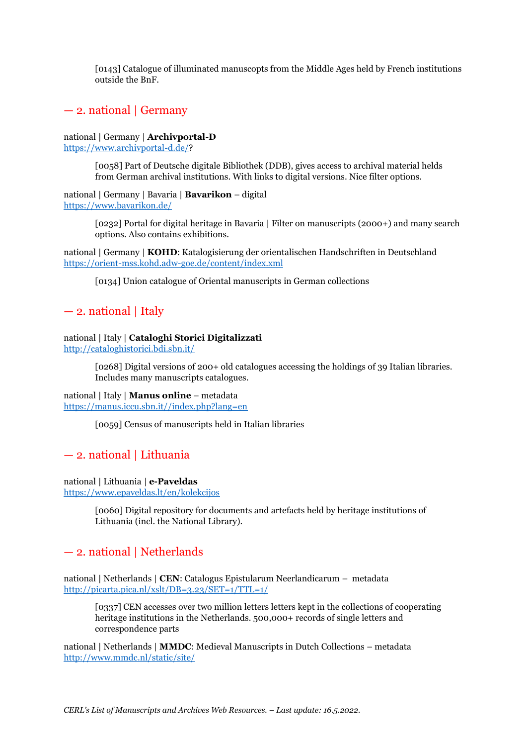[0143] Catalogue of illuminated manuscopts from the Middle Ages held by French institutions outside the BnF.

## — 2. national | Germany

national | Germany | **Archivportal-D**
https://www.archivportal-d.de/?

> [0058] Part of Deutsche digitale Bibliothek (DDB), gives access to archival material helds from German archival institutions. With links to digital versions. Nice filter options.

national | Germany | Bavaria | **Bavarikon** – digital
https://www.bavarikon.de/

> [0232] Portal for digital heritage in Bavaria | Filter on manuscripts (2000+) and many search options. Also contains exhibitions.

national | Germany | **KOHD**: Katalogisierung der orientalischen Handschriften in Deutschland
https://orient-mss.kohd.adw-goe.de/content/index.xml

> [0134] Union catalogue of Oriental manuscripts in German collections

## — 2. national | Italy

national | Italy | **Cataloghi Storici Digitalizzati**
http://cataloghistorici.bdi.sbn.it/

> [0268] Digital versions of 200+ old catalogues accessing the holdings of 39 Italian libraries. Includes many manuscripts catalogues.

national | Italy | **Manus online** – metadata
https://manus.iccu.sbn.it//index.php?lang=en

> [0059] Census of manuscripts held in Italian libraries

## — 2. national | Lithuania

national | Lithuania | **e-Paveldas**
https://www.epaveldas.lt/en/kolekcijos

> [0060] Digital repository for documents and artefacts held by heritage institutions of Lithuania (incl. the National Library).

## — 2. national | Netherlands

national | Netherlands | **CEN**: Catalogus Epistularum Neerlandicarum – metadata
http://picarta.pica.nl/xslt/DB=3.23/SET=1/TTL=1/

> [0337] CEN accesses over two million letters letters kept in the collections of cooperating heritage institutions in the Netherlands. 500,000+ records of single letters and correspondence parts

national | Netherlands | **MMDC**: Medieval Manuscripts in Dutch Collections – metadata
http://www.mmdc.nl/static/site/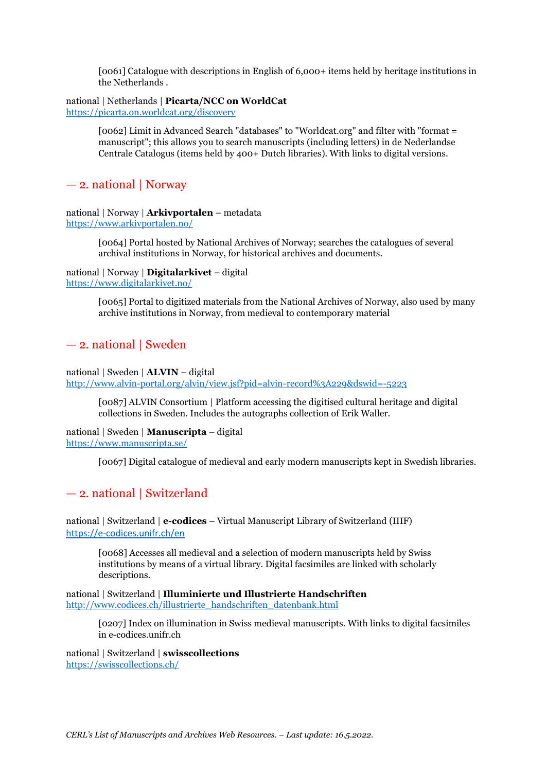> [0061] Catalogue with descriptions in English of 6,000+ items held by heritage institutions in the Netherlands .

national | Netherlands | **Picarta/NCC on WorldCat**
[https://picarta.on.worldcat.org/discovery](https://picarta.on.worldcat.org/discovery)

> [0062] Limit in Advanced Search "databases" to "Worldcat.org" and filter with "format = manuscript"; this allows you to search manuscripts (including letters) in de Nederlandse Centrale Catalogus (items held by 400+ Dutch libraries). With links to digital versions.

## — 2. national | Norway

national | Norway | **Arkivportalen** – metadata
[https://www.arkivportalen.no/](https://www.arkivportalen.no/)

> [0064] Portal hosted by National Archives of Norway; searches the catalogues of several archival institutions in Norway, for historical archives and documents.

national | Norway | **Digitalarkivet** – digital
[https://www.digitalarkivet.no/](https://www.digitalarkivet.no/)

> [0065] Portal to digitized materials from the National Archives of Norway, also used by many archive institutions in Norway, from medieval to contemporary material

## — 2. national | Sweden

national | Sweden | **ALVIN** – digital
[http://www.alvin-portal.org/alvin/view.jsf?pid=alvin-record%3A229&dswid=-5223](http://www.alvin-portal.org/alvin/view.jsf?pid=alvin-record%3A229&dswid=-5223)

> [0087] ALVIN Consortium | Platform accessing the digitised cultural heritage and digital collections in Sweden. Includes the autographs collection of Erik Waller.

national | Sweden | **Manuscripta** – digital
[https://www.manuscripta.se/](https://www.manuscripta.se/)

> [0067] Digital catalogue of medieval and early modern manuscripts kept in Swedish libraries.

## — 2. national | Switzerland

national | Switzerland | **e-codices** – Virtual Manuscript Library of Switzerland (IIIF)
[https://e-codices.unifr.ch/en](https://e-codices.unifr.ch/en)

> [0068] Accesses all medieval and a selection of modern manuscripts held by Swiss institutions by means of a virtual library. Digital facsimiles are linked with scholarly descriptions.

national | Switzerland | **Illuminierte und Illustrierte Handschriften**
[http://www.codices.ch/illustrierte_handschriften_datenbank.html](http://www.codices.ch/illustrierte_handschriften_datenbank.html)

> [0207] Index on illumination in Swiss medieval manuscripts. With links to digital facsimiles in e-codices.unifr.ch

national | Switzerland | **swisscollections**
[https://swisscollections.ch/](https://swisscollections.ch/)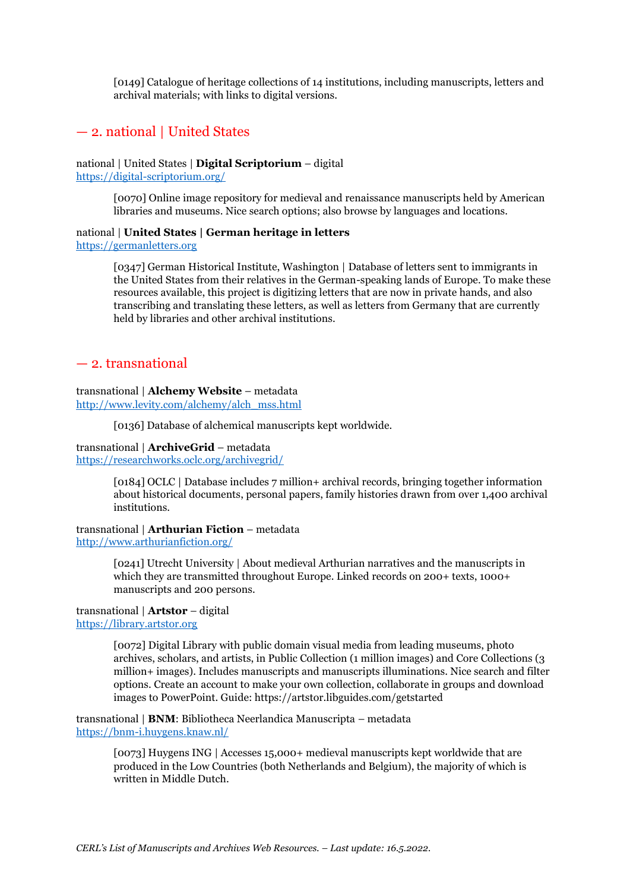[0149] Catalogue of heritage collections of 14 institutions, including manuscripts, letters and archival materials; with links to digital versions.

## — 2. national | United States

national | United States | **Digital Scriptorium** – digital
https://digital-scriptorium.org/

[0070] Online image repository for medieval and renaissance manuscripts held by American libraries and museums. Nice search options; also browse by languages and locations.

national | **United States | German heritage in letters**
https://germanletters.org

[0347] German Historical Institute, Washington | Database of letters sent to immigrants in the United States from their relatives in the German-speaking lands of Europe. To make these resources available, this project is digitizing letters that are now in private hands, and also transcribing and translating these letters, as well as letters from Germany that are currently held by libraries and other archival institutions.

## — 2. transnational

transnational | **Alchemy Website** – metadata
http://www.levity.com/alchemy/alch_mss.html

[0136] Database of alchemical manuscripts kept worldwide.

transnational | **ArchiveGrid** – metadata
https://researchworks.oclc.org/archivegrid/

[0184] OCLC | Database includes 7 million+ archival records, bringing together information about historical documents, personal papers, family histories drawn from over 1,400 archival institutions.

transnational | **Arthurian Fiction** – metadata
http://www.arthurianfiction.org/

[0241] Utrecht University | About medieval Arthurian narratives and the manuscripts in which they are transmitted throughout Europe. Linked records on 200+ texts, 1000+ manuscripts and 200 persons.

transnational | **Artstor** – digital
https://library.artstor.org

[0072] Digital Library with public domain visual media from leading museums, photo archives, scholars, and artists, in Public Collection (1 million images) and Core Collections (3 million+ images). Includes manuscripts and manuscripts illuminations. Nice search and filter options. Create an account to make your own collection, collaborate in groups and download images to PowerPoint. Guide: https://artstor.libguides.com/getstarted

transnational | **BNM**: Bibliotheca Neerlandica Manuscripta – metadata
https://bnm-i.huygens.knaw.nl/

[0073] Huygens ING | Accesses 15,000+ medieval manuscripts kept worldwide that are produced in the Low Countries (both Netherlands and Belgium), the majority of which is written in Middle Dutch.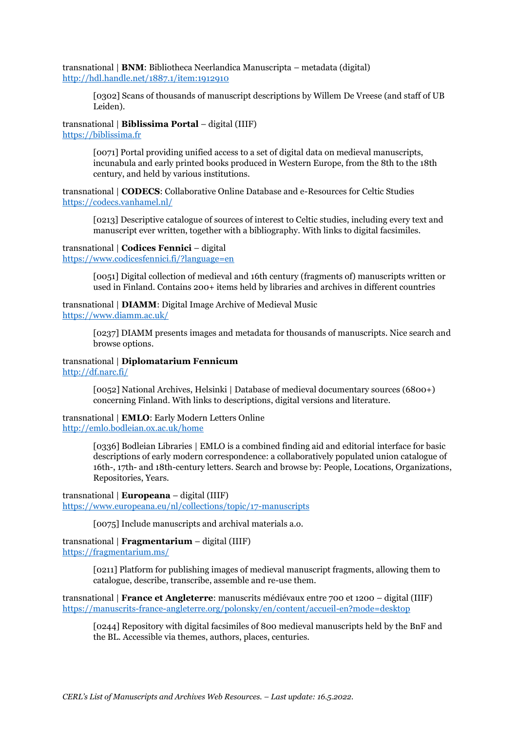transnational | **BNM**: Bibliotheca Neerlandica Manuscripta – metadata (digital)
[http://hdl.handle.net/1887.1/item:1912910](http://hdl.handle.net/1887.1/item:1912910)

> [0302] Scans of thousands of manuscript descriptions by Willem De Vreese (and staff of UB Leiden).

transnational | **Biblissima Portal** – digital (IIIF)
[https://biblissima.fr](https://biblissima.fr)

> [0071] Portal providing unified access to a set of digital data on medieval manuscripts, incunabula and early printed books produced in Western Europe, from the 8th to the 18th century, and held by various institutions.

transnational | **CODECS**: Collaborative Online Database and e-Resources for Celtic Studies
[https://codecs.vanhamel.nl/](https://codecs.vanhamel.nl/)

> [0213] Descriptive catalogue of sources of interest to Celtic studies, including every text and manuscript ever written, together with a bibliography. With links to digital facsimiles.

transnational | **Codices Fennici** – digital
[https://www.codicesfennici.fi/?language=en](https://www.codicesfennici.fi/?language=en)

> [0051] Digital collection of medieval and 16th century (fragments of) manuscripts written or used in Finland. Contains 200+ items held by libraries and archives in different countries

transnational | **DIAMM**: Digital Image Archive of Medieval Music
[https://www.diamm.ac.uk/](https://www.diamm.ac.uk/)

> [0237] DIAMM presents images and metadata for thousands of manuscripts. Nice search and browse options.

transnational | **Diplomatarium Fennicum**
[http://df.narc.fi/](http://df.narc.fi/)

> [0052] National Archives, Helsinki | Database of medieval documentary sources (6800+) concerning Finland. With links to descriptions, digital versions and literature.

transnational | **EMLO**: Early Modern Letters Online
[http://emlo.bodleian.ox.ac.uk/home](http://emlo.bodleian.ox.ac.uk/home)

> [0336] Bodleian Libraries | EMLO is a combined finding aid and editorial interface for basic descriptions of early modern correspondence: a collaboratively populated union catalogue of 16th-, 17th- and 18th-century letters. Search and browse by: People, Locations, Organizations, Repositories, Years.

transnational | **Europeana** – digital (IIIF)
[https://www.europeana.eu/nl/collections/topic/17-manuscripts](https://www.europeana.eu/nl/collections/topic/17-manuscripts)

> [0075] Include manuscripts and archival materials a.o.

transnational | **Fragmentarium** – digital (IIIF)
[https://fragmentarium.ms/](https://fragmentarium.ms/)

> [0211] Platform for publishing images of medieval manuscript fragments, allowing them to catalogue, describe, transcribe, assemble and re-use them.

transnational | **France et Angleterre**: manuscrits médiévaux entre 700 et 1200 – digital (IIIF)
[https://manuscrits-france-angleterre.org/polonsky/en/content/accueil-en?mode=desktop](https://manuscrits-france-angleterre.org/polonsky/en/content/accueil-en?mode=desktop)

> [0244] Repository with digital facsimiles of 800 medieval manuscripts held by the BnF and the BL. Accessible via themes, authors, places, centuries.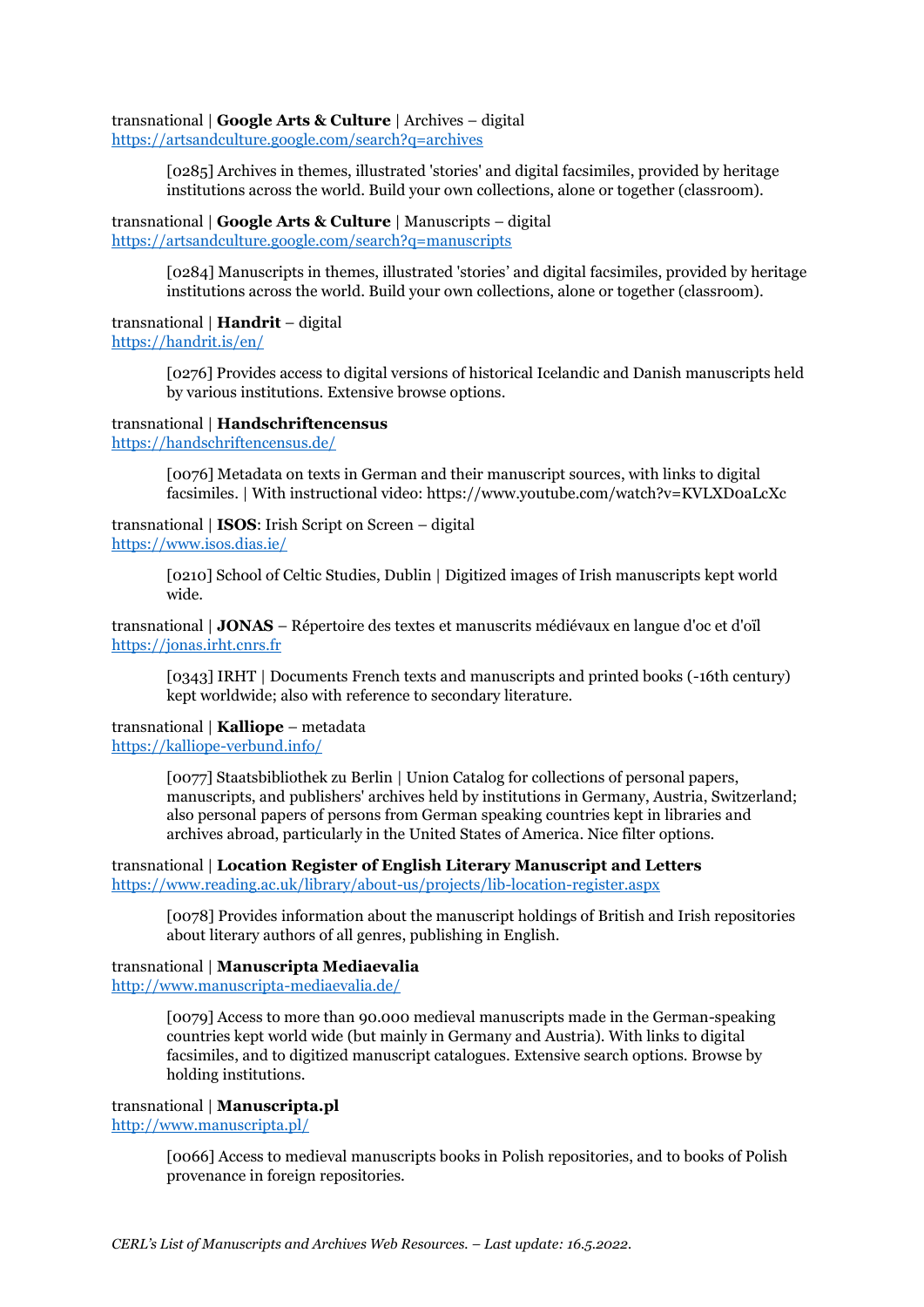transnational | **Google Arts & Culture** | Archives – digital
https://artsandculture.google.com/search?q=archives

> [0285] Archives in themes, illustrated 'stories' and digital facsimiles, provided by heritage institutions across the world. Build your own collections, alone or together (classroom).

transnational | **Google Arts & Culture** | Manuscripts – digital
https://artsandculture.google.com/search?q=manuscripts

> [0284] Manuscripts in themes, illustrated 'stories' and digital facsimiles, provided by heritage institutions across the world. Build your own collections, alone or together (classroom).

transnational | **Handrit** – digital
https://handrit.is/en/

> [0276] Provides access to digital versions of historical Icelandic and Danish manuscripts held by various institutions. Extensive browse options.

transnational | **Handschriftencensus**
https://handschriftencensus.de/

> [0076] Metadata on texts in German and their manuscript sources, with links to digital facsimiles. | With instructional video: https://www.youtube.com/watch?v=KVLXD0aLcXc

transnational | **ISOS**: Irish Script on Screen – digital
https://www.isos.dias.ie/

> [0210] School of Celtic Studies, Dublin | Digitized images of Irish manuscripts kept world wide.

transnational | **JONAS** – Répertoire des textes et manuscrits médiévaux en langue d'oc et d'oïl
https://jonas.irht.cnrs.fr

> [0343] IRHT | Documents French texts and manuscripts and printed books (-16th century) kept worldwide; also with reference to secondary literature.

transnational | **Kalliope** – metadata
https://kalliope-verbund.info/

> [0077] Staatsbibliothek zu Berlin | Union Catalog for collections of personal papers, manuscripts, and publishers' archives held by institutions in Germany, Austria, Switzerland; also personal papers of persons from German speaking countries kept in libraries and archives abroad, particularly in the United States of America. Nice filter options.

transnational | **Location Register of English Literary Manuscript and Letters**
https://www.reading.ac.uk/library/about-us/projects/lib-location-register.aspx

> [0078] Provides information about the manuscript holdings of British and Irish repositories about literary authors of all genres, publishing in English.

transnational | **Manuscripta Mediaevalia**
http://www.manuscripta-mediaevalia.de/

> [0079] Access to more than 90.000 medieval manuscripts made in the German-speaking countries kept world wide (but mainly in Germany and Austria). With links to digital facsimiles, and to digitized manuscript catalogues. Extensive search options. Browse by holding institutions.

transnational | **Manuscripta.pl**
http://www.manuscripta.pl/

> [0066] Access to medieval manuscripts books in Polish repositories, and to books of Polish provenance in foreign repositories.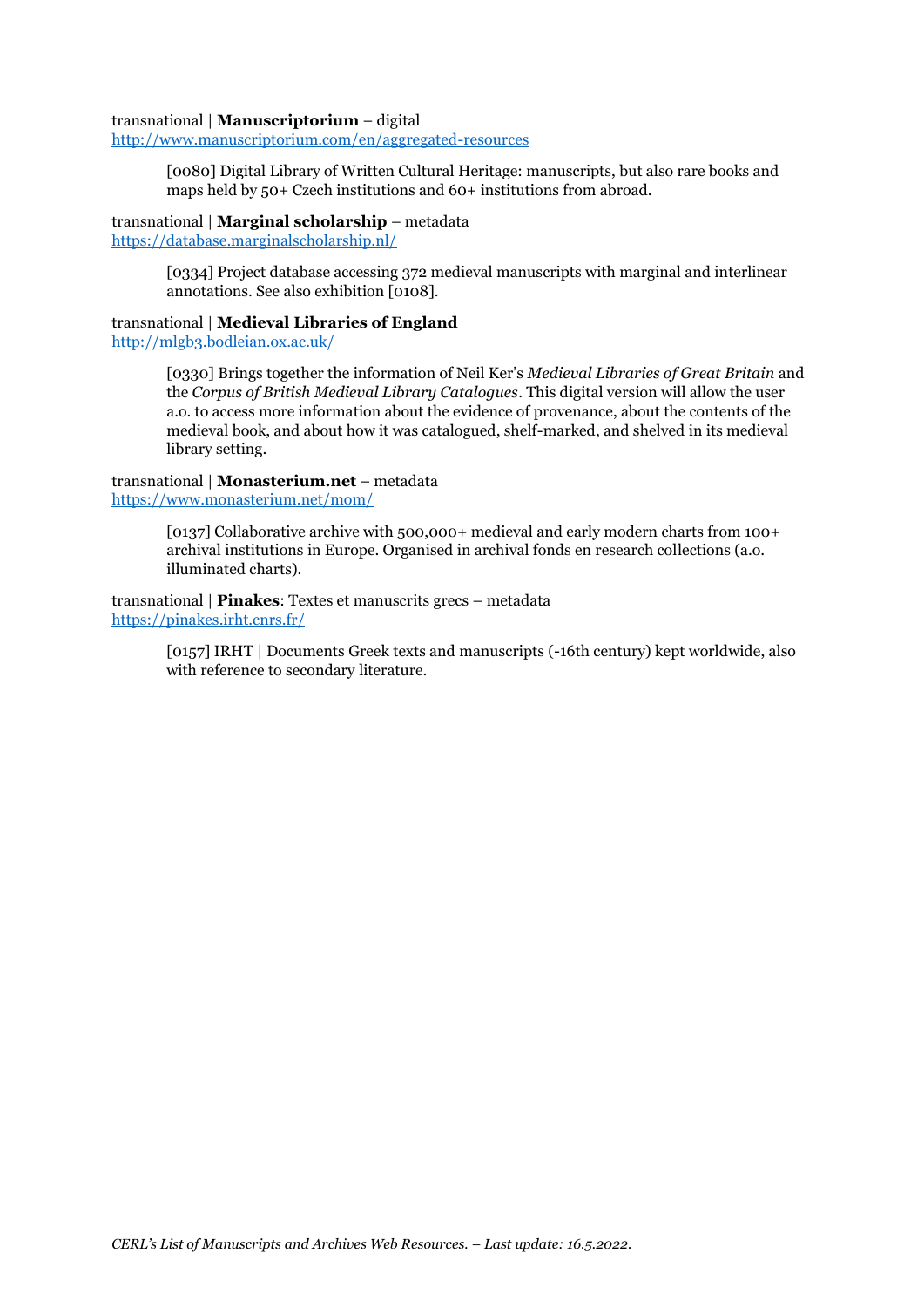transnational | **Manuscriptorium** – digital
http://www.manuscriptorium.com/en/aggregated-resources

> [0080] Digital Library of Written Cultural Heritage: manuscripts, but also rare books and maps held by 50+ Czech institutions and 60+ institutions from abroad.

transnational | **Marginal scholarship** – metadata
https://database.marginalscholarship.nl/

> [0334] Project database accessing 372 medieval manuscripts with marginal and interlinear annotations. See also exhibition [0108].

transnational | **Medieval Libraries of England**
http://mlgb3.bodleian.ox.ac.uk/

> [0330] Brings together the information of Neil Ker's *Medieval Libraries of Great Britain* and the *Corpus of British Medieval Library Catalogues*. This digital version will allow the user a.o. to access more information about the evidence of provenance, about the contents of the medieval book, and about how it was catalogued, shelf-marked, and shelved in its medieval library setting.

transnational | **Monasterium.net** – metadata
https://www.monasterium.net/mom/

> [0137] Collaborative archive with 500,000+ medieval and early modern charts from 100+ archival institutions in Europe. Organised in archival fonds en research collections (a.o. illuminated charts).

transnational | **Pinakes**: Textes et manuscrits grecs – metadata
https://pinakes.irht.cnrs.fr/

> [0157] IRHT | Documents Greek texts and manuscripts (-16th century) kept worldwide, also with reference to secondary literature.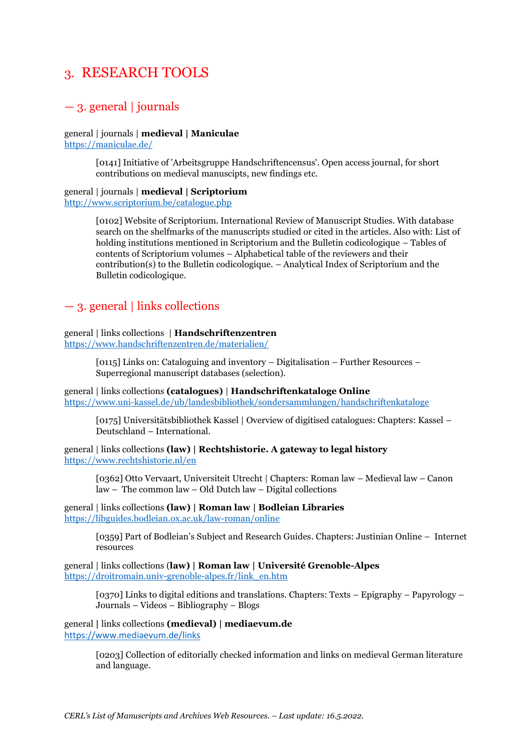# 3. RESEARCH TOOLS

## — 3. general | journals

general | journals | **medieval | Maniculae**
https://maniculae.de/

> [0141] Initiative of 'Arbeitsgruppe Handschriftencensus'. Open access journal, for short contributions on medieval manuscipts, new findings etc.

general | journals | **medieval | Scriptorium**
http://www.scriptorium.be/catalogue.php

> [0102] Website of Scriptorium. International Review of Manuscript Studies. With database search on the shelfmarks of the manuscripts studied or cited in the articles. Also with: List of holding institutions mentioned in Scriptorium and the Bulletin codicologique – Tables of contents of Scriptorium volumes – Alphabetical table of the reviewers and their contribution(s) to the Bulletin codicologique. – Analytical Index of Scriptorium and the Bulletin codicologique.

## — 3. general | links collections

general | links collections | **Handschriftenzentren**
https://www.handschriftenzentren.de/materialien/

> [0115] Links on: Cataloguing and inventory – Digitalisation – Further Resources – Superregional manuscript databases (selection).

general | links collections **(catalogues)** | **Handschriftenkataloge Online**
https://www.uni-kassel.de/ub/landesbibliothek/sondersammlungen/handschriftenkataloge

> [0175] Universitätsbibliothek Kassel | Overview of digitised catalogues: Chapters: Kassel – Deutschland – International.

general | links collections **(law) | Rechtshistorie. A gateway to legal history**
https://www.rechtshistorie.nl/en

> [0362] Otto Vervaart, Universiteit Utrecht | Chapters: Roman law – Medieval law – Canon law – The common law – Old Dutch law – Digital collections

general | links collections **(law) | Roman law | Bodleian Libraries**
https://libguides.bodleian.ox.ac.uk/law-roman/online

> [0359] Part of Bodleian's Subject and Research Guides. Chapters: Justinian Online – Internet resources

general | links collections (**law) | Roman law | Université Grenoble-Alpes**
https://droitromain.univ-grenoble-alpes.fr/link_en.htm

> [0370] Links to digital editions and translations. Chapters: Texts – Epigraphy – Papyrology – Journals – Videos – Bibliography – Blogs

general **|** links collections **(medieval) | mediaevum.de**
https://www.mediaevum.de/links

> [0203] Collection of editorially checked information and links on medieval German literature and language.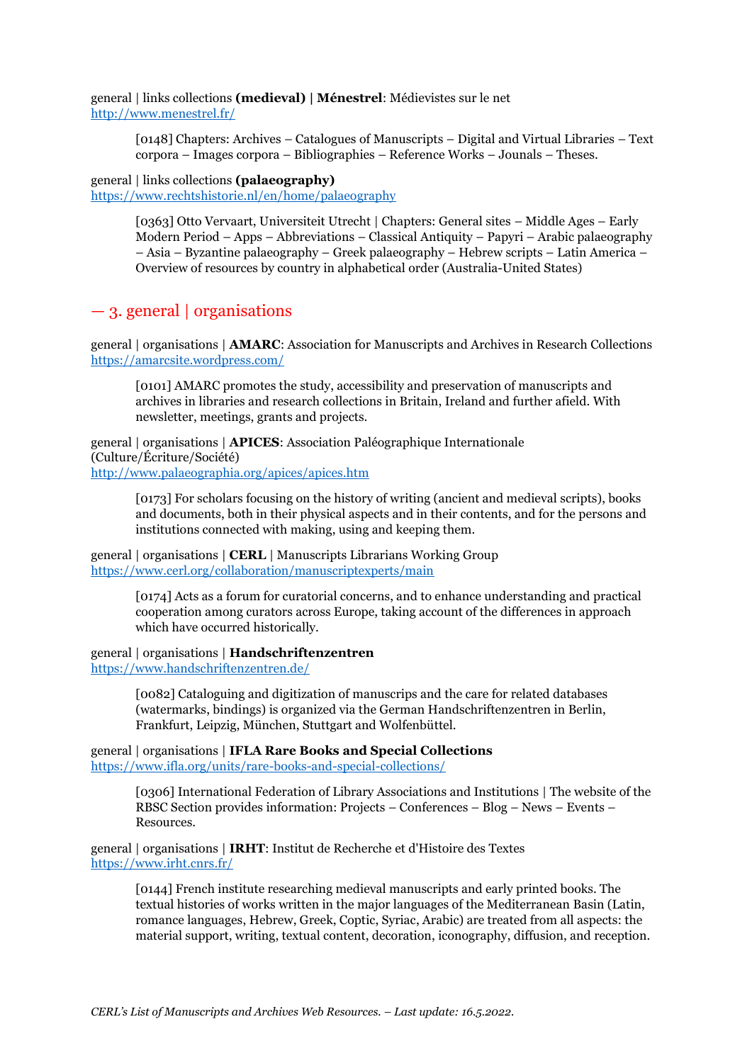general | links collections **(medieval) | Ménestrel**: Médievistes sur le net
http://www.menestrel.fr/

> [0148] Chapters: Archives – Catalogues of Manuscripts – Digital and Virtual Libraries – Text corpora – Images corpora – Bibliographies – Reference Works – Jounals – Theses.

general | links collections **(palaeography)**
https://www.rechtshistorie.nl/en/home/palaeography

> [0363] Otto Vervaart, Universiteit Utrecht | Chapters: General sites – Middle Ages – Early Modern Period – Apps – Abbreviations – Classical Antiquity – Papyri – Arabic palaeography – Asia – Byzantine palaeography – Greek palaeography – Hebrew scripts – Latin America – Overview of resources by country in alphabetical order (Australia-United States)

## — 3. general | organisations

general | organisations | **AMARC**: Association for Manuscripts and Archives in Research Collections
https://amarcsite.wordpress.com/

> [0101] AMARC promotes the study, accessibility and preservation of manuscripts and archives in libraries and research collections in Britain, Ireland and further afield. With newsletter, meetings, grants and projects.

general | organisations | **APICES**: Association Paléographique Internationale (Culture/Écriture/Société)
http://www.palaeographia.org/apices/apices.htm

> [0173] For scholars focusing on the history of writing (ancient and medieval scripts), books and documents, both in their physical aspects and in their contents, and for the persons and institutions connected with making, using and keeping them.

general | organisations | **CERL** | Manuscripts Librarians Working Group
https://www.cerl.org/collaboration/manuscriptexperts/main

> [0174] Acts as a forum for curatorial concerns, and to enhance understanding and practical cooperation among curators across Europe, taking account of the differences in approach which have occurred historically.

general | organisations | **Handschriftenzentren**
https://www.handschriftenzentren.de/

> [0082] Cataloguing and digitization of manuscrips and the care for related databases (watermarks, bindings) is organized via the German Handschriftenzentren in Berlin, Frankfurt, Leipzig, München, Stuttgart and Wolfenbüttel.

general | organisations | **IFLA Rare Books and Special Collections**
https://www.ifla.org/units/rare-books-and-special-collections/

> [0306] International Federation of Library Associations and Institutions | The website of the RBSC Section provides information: Projects – Conferences – Blog – News – Events – Resources.

general | organisations | **IRHT**: Institut de Recherche et d'Histoire des Textes
https://www.irht.cnrs.fr/

> [0144] French institute researching medieval manuscripts and early printed books. The textual histories of works written in the major languages of the Mediterranean Basin (Latin, romance languages, Hebrew, Greek, Coptic, Syriac, Arabic) are treated from all aspects: the material support, writing, textual content, decoration, iconography, diffusion, and reception.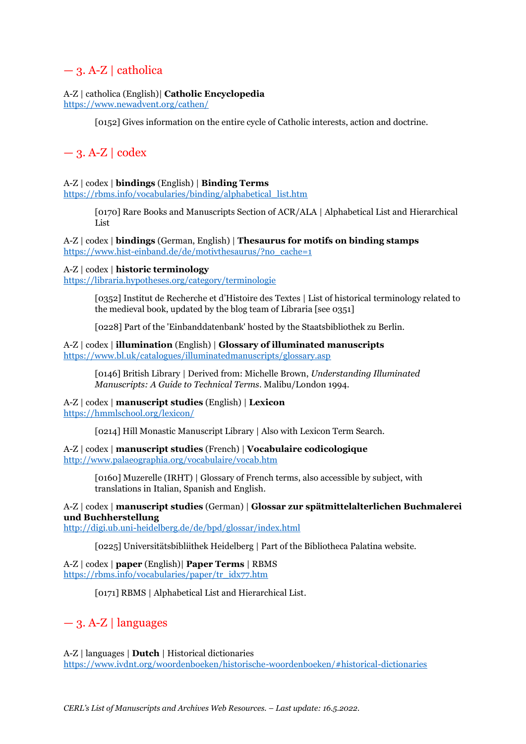## — 3. A-Z | catholica

A-Z | catholica (English)| **Catholic Encyclopedia**
https://www.newadvent.org/cathen/

> [0152] Gives information on the entire cycle of Catholic interests, action and doctrine.

## — 3. A-Z | codex

A-Z | codex | **bindings** (English) | **Binding Terms**
https://rbms.info/vocabularies/binding/alphabetical_list.htm

> [0170] Rare Books and Manuscripts Section of ACR/ALA | Alphabetical List and Hierarchical List

A-Z | codex | **bindings** (German, English) | **Thesaurus for motifs on binding stamps**
https://www.hist-einband.de/de/motivthesaurus/?no_cache=1

A-Z | codex | **historic terminology**
https://libraria.hypotheses.org/category/terminologie

> [0352] Institut de Recherche et d'Histoire des Textes | List of historical terminology related to the medieval book, updated by the blog team of Libraria [see 0351]
>
> [0228] Part of the 'Einbanddatenbank' hosted by the Staatsbibliothek zu Berlin.

A-Z | codex | **illumination** (English) | **Glossary of illuminated manuscripts**
https://www.bl.uk/catalogues/illuminatedmanuscripts/glossary.asp

> [0146] British Library | Derived from: Michelle Brown, *Understanding Illuminated Manuscripts: A Guide to Technical Terms*. Malibu/London 1994.

A-Z | codex | **manuscript studies** (English) | **Lexicon**
https://hmmlschool.org/lexicon/

> [0214] Hill Monastic Manuscript Library | Also with Lexicon Term Search.

A-Z | codex | **manuscript studies** (French) | **Vocabulaire codicologique**
http://www.palaeographia.org/vocabulaire/vocab.htm

> [0160] Muzerelle (IRHT) | Glossary of French terms, also accessible by subject, with translations in Italian, Spanish and English.

A-Z | codex | **manuscript studies** (German) | **Glossar zur spätmittelalterlichen Buchmalerei und Buchherstellung**
http://digi.ub.uni-heidelberg.de/de/bpd/glossar/index.html

> [0225] Universitätsbibliithek Heidelberg | Part of the Bibliotheca Palatina website.

A-Z | codex | **paper** (English)| **Paper Terms** | RBMS
https://rbms.info/vocabularies/paper/tr_idx77.htm

> [0171] RBMS | Alphabetical List and Hierarchical List.

## — 3. A-Z | languages

A-Z | languages | **Dutch** | Historical dictionaries
https://www.ivdnt.org/woordenboeken/historische-woordenboeken/#historical-dictionaries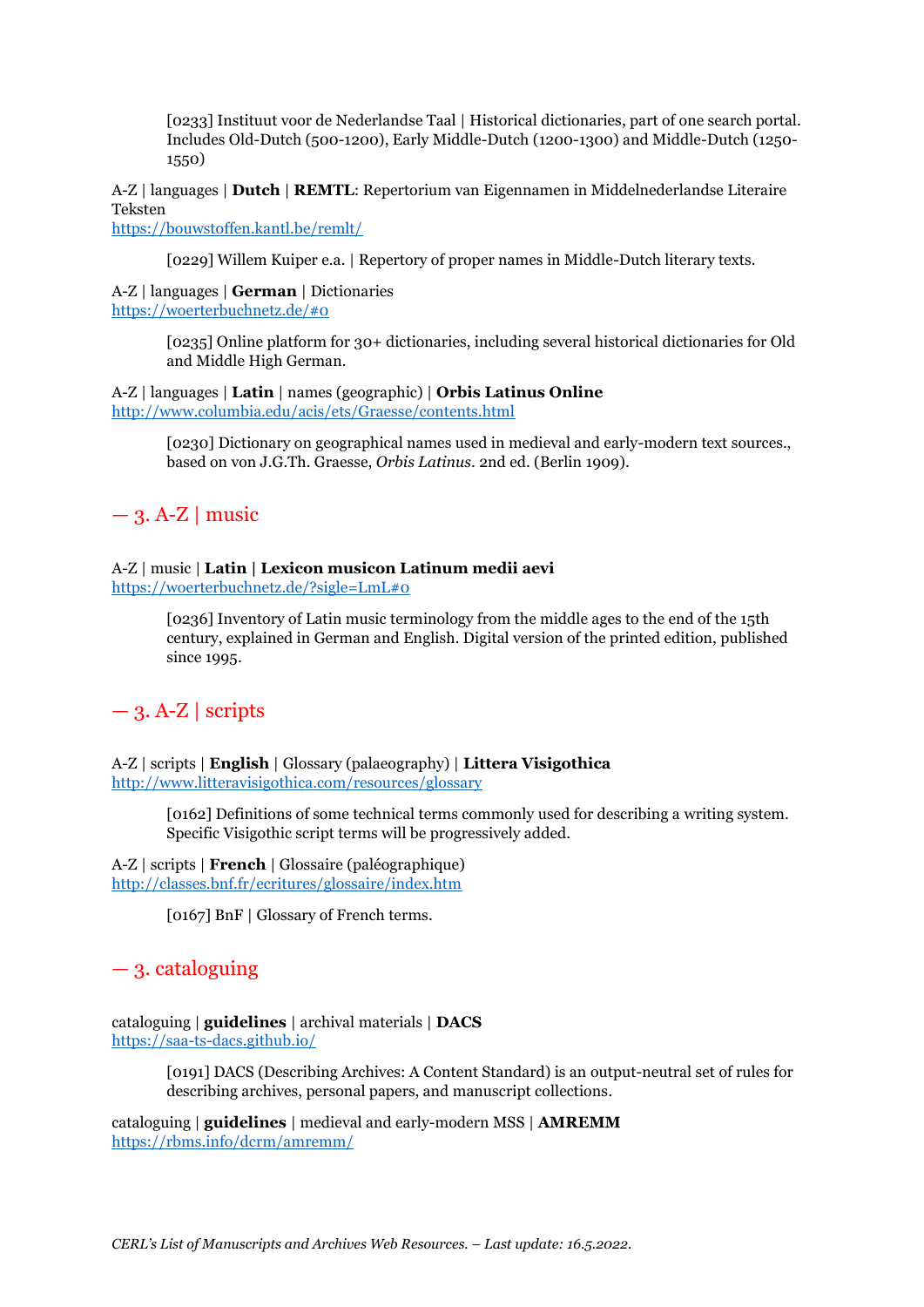> [0233] Instituut voor de Nederlandse Taal | Historical dictionaries, part of one search portal. Includes Old-Dutch (500-1200), Early Middle-Dutch (1200-1300) and Middle-Dutch (1250-1550)

A-Z | languages | **Dutch** | **REMTL**: Repertorium van Eigennamen in Middelnederlandse Literaire Teksten
https://bouwstoffen.kantl.be/remlt/

> [0229] Willem Kuiper e.a. | Repertory of proper names in Middle-Dutch literary texts.

A-Z | languages | **German** | Dictionaries
https://woerterbuchnetz.de/#0

> [0235] Online platform for 30+ dictionaries, including several historical dictionaries for Old and Middle High German.

A-Z | languages | **Latin** | names (geographic) | **Orbis Latinus Online**
http://www.columbia.edu/acis/ets/Graesse/contents.html

> [0230] Dictionary on geographical names used in medieval and early-modern text sources., based on von J.G.Th. Graesse, *Orbis Latinus*. 2nd ed. (Berlin 1909).

## — 3. A-Z | music

A-Z | music | **Latin | Lexicon musicon Latinum medii aevi**
https://woerterbuchnetz.de/?sigle=LmL#0

> [0236] Inventory of Latin music terminology from the middle ages to the end of the 15th century, explained in German and English. Digital version of the printed edition, published since 1995.

## — 3. A-Z | scripts

A-Z | scripts | **English** | Glossary (palaeography) | **Littera Visigothica**
http://www.litteravisigothica.com/resources/glossary

> [0162] Definitions of some technical terms commonly used for describing a writing system. Specific Visigothic script terms will be progressively added.

A-Z | scripts | **French** | Glossaire (paléographique)
http://classes.bnf.fr/ecritures/glossaire/index.htm

> [0167] BnF | Glossary of French terms.

## — 3. cataloguing

cataloguing | **guidelines** | archival materials | **DACS**
https://saa-ts-dacs.github.io/

> [0191] DACS (Describing Archives: A Content Standard) is an output-neutral set of rules for describing archives, personal papers, and manuscript collections.

cataloguing | **guidelines** | medieval and early-modern MSS | **AMREMM**
https://rbms.info/dcrm/amremm/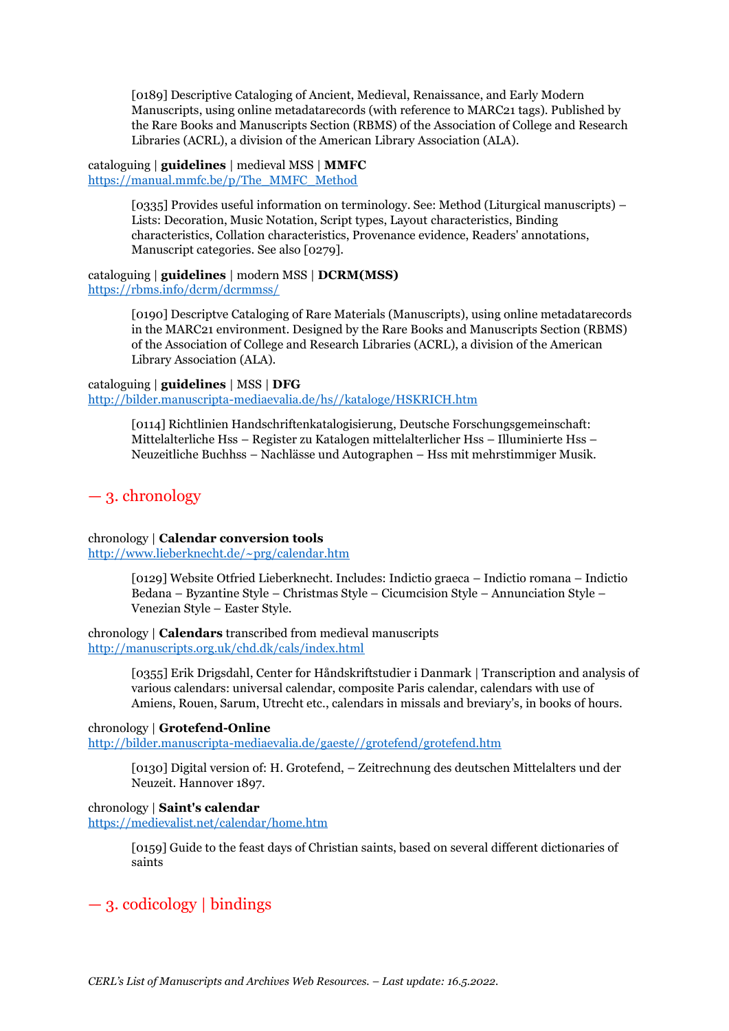> [0189] Descriptive Cataloging of Ancient, Medieval, Renaissance, and Early Modern Manuscripts, using online metadatarecords (with reference to MARC21 tags). Published by the Rare Books and Manuscripts Section (RBMS) of the Association of College and Research Libraries (ACRL), a division of the American Library Association (ALA).

cataloguing | **guidelines** | medieval MSS | **MMFC**
https://manual.mmfc.be/p/The_MMFC_Method

> [0335] Provides useful information on terminology. See: Method (Liturgical manuscripts) – Lists: Decoration, Music Notation, Script types, Layout characteristics, Binding characteristics, Collation characteristics, Provenance evidence, Readers' annotations, Manuscript categories. See also [0279].

cataloguing | **guidelines** | modern MSS | **DCRM(MSS)**
https://rbms.info/dcrm/dcrmmss/

> [0190] Descriptve Cataloging of Rare Materials (Manuscripts), using online metadatarecords in the MARC21 environment. Designed by the Rare Books and Manuscripts Section (RBMS) of the Association of College and Research Libraries (ACRL), a division of the American Library Association (ALA).

cataloguing | **guidelines** | MSS | **DFG**
http://bilder.manuscripta-mediaevalia.de/hs//kataloge/HSKRICH.htm

> [0114] Richtlinien Handschriftenkatalogisierung, Deutsche Forschungsgemeinschaft: Mittelalterliche Hss – Register zu Katalogen mittelalterlicher Hss – Illuminierte Hss – Neuzeitliche Buchhss – Nachlässe und Autographen – Hss mit mehrstimmiger Musik.

## — 3. chronology

chronology | **Calendar conversion tools**
http://www.lieberknecht.de/~prg/calendar.htm

> [0129] Website Otfried Lieberknecht. Includes: Indictio graeca – Indictio romana – Indictio Bedana – Byzantine Style – Christmas Style – Cicumcision Style – Annunciation Style – Venezian Style – Easter Style.

chronology | **Calendars** transcribed from medieval manuscripts
http://manuscripts.org.uk/chd.dk/cals/index.html

> [0355] Erik Drigsdahl, Center for Håndskriftstudier i Danmark | Transcription and analysis of various calendars: universal calendar, composite Paris calendar, calendars with use of Amiens, Rouen, Sarum, Utrecht etc., calendars in missals and breviary's, in books of hours.

chronology | **Grotefend-Online**
http://bilder.manuscripta-mediaevalia.de/gaeste//grotefend/grotefend.htm

> [0130] Digital version of: H. Grotefend, – Zeitrechnung des deutschen Mittelalters und der Neuzeit. Hannover 1897.

chronology | **Saint's calendar**
https://medievalist.net/calendar/home.htm

> [0159] Guide to the feast days of Christian saints, based on several different dictionaries of saints

## — 3. codicology | bindings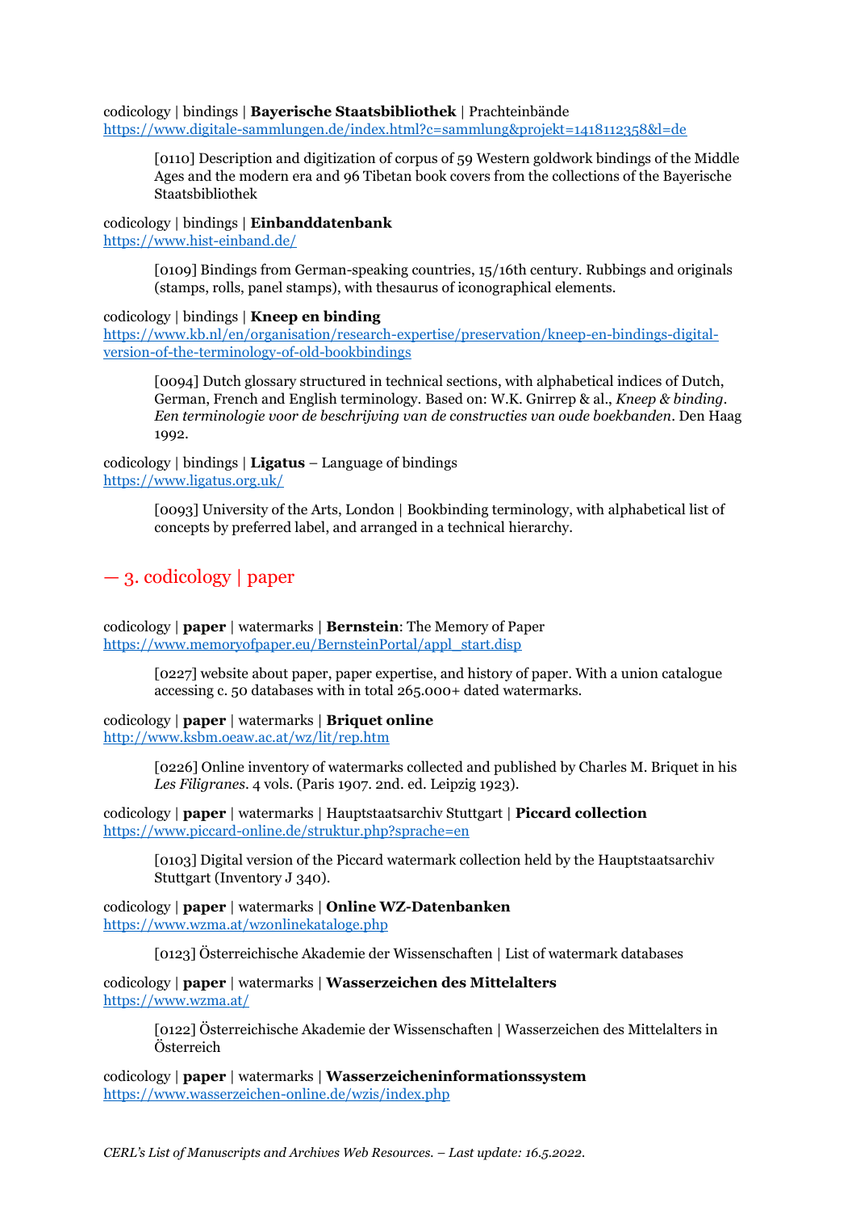codicology | bindings | **Bayerische Staatsbibliothek** | Prachteinbände
https://www.digitale-sammlungen.de/index.html?c=sammlung&projekt=1418112358&l=de

> [0110] Description and digitization of corpus of 59 Western goldwork bindings of the Middle Ages and the modern era and 96 Tibetan book covers from the collections of the Bayerische Staatsbibliothek

codicology | bindings | **Einbanddatenbank**
https://www.hist-einband.de/

> [0109] Bindings from German-speaking countries, 15/16th century. Rubbings and originals (stamps, rolls, panel stamps), with thesaurus of iconographical elements.

codicology | bindings | **Kneep en binding**
https://www.kb.nl/en/organisation/research-expertise/preservation/kneep-en-bindings-digital-version-of-the-terminology-of-old-bookbindings

> [0094] Dutch glossary structured in technical sections, with alphabetical indices of Dutch, German, French and English terminology. Based on: W.K. Gnirrep & al., *Kneep & binding. Een terminologie voor de beschrijving van de constructies van oude boekbanden*. Den Haag 1992.

codicology | bindings | **Ligatus** – Language of bindings
https://www.ligatus.org.uk/

> [0093] University of the Arts, London | Bookbinding terminology, with alphabetical list of concepts by preferred label, and arranged in a technical hierarchy.

## — 3. codicology | paper

codicology | **paper** | watermarks | **Bernstein**: The Memory of Paper
https://www.memoryofpaper.eu/BernsteinPortal/appl_start.disp

> [0227] website about paper, paper expertise, and history of paper. With a union catalogue accessing c. 50 databases with in total 265.000+ dated watermarks.

codicology | **paper** | watermarks | **Briquet online**
http://www.ksbm.oeaw.ac.at/wz/lit/rep.htm

> [0226] Online inventory of watermarks collected and published by Charles M. Briquet in his *Les Filigranes*. 4 vols. (Paris 1907. 2nd. ed. Leipzig 1923).

codicology | **paper** | watermarks | Hauptstaatsarchiv Stuttgart | **Piccard collection**
https://www.piccard-online.de/struktur.php?sprache=en

> [0103] Digital version of the Piccard watermark collection held by the Hauptstaatsarchiv Stuttgart (Inventory J 340).

codicology | **paper** | watermarks | **Online WZ-Datenbanken**
https://www.wzma.at/wzonlinekataloge.php

> [0123] Österreichische Akademie der Wissenschaften | List of watermark databases

codicology | **paper** | watermarks | **Wasserzeichen des Mittelalters**
https://www.wzma.at/

> [0122] Österreichische Akademie der Wissenschaften | Wasserzeichen des Mittelalters in Österreich

codicology | **paper** | watermarks | **Wasserzeicheninformationssystem**
https://www.wasserzeichen-online.de/wzis/index.php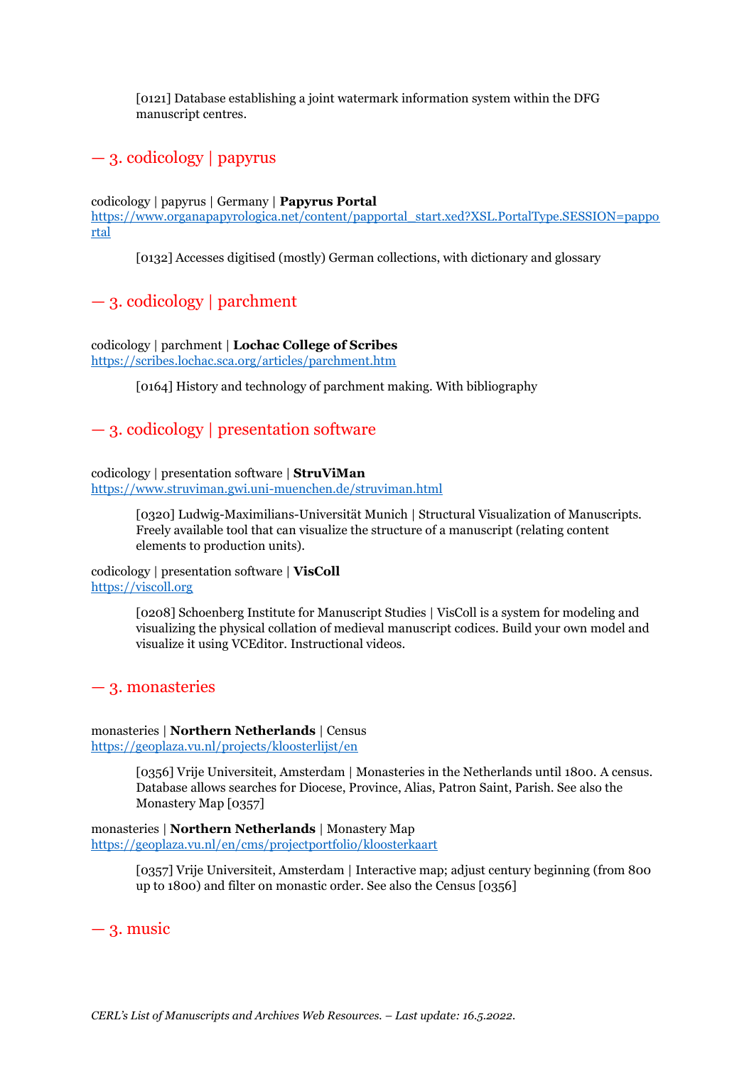[0121] Database establishing a joint watermark information system within the DFG manuscript centres.

## — 3. codicology | papyrus

codicology | papyrus | Germany | **Papyrus Portal**
https://www.organapapyrologica.net/content/papportal_start.xed?XSL.PortalType.SESSION=papportal

[0132] Accesses digitised (mostly) German collections, with dictionary and glossary

## — 3. codicology | parchment

codicology | parchment | **Lochac College of Scribes**
https://scribes.lochac.sca.org/articles/parchment.htm

[0164] History and technology of parchment making. With bibliography

## — 3. codicology | presentation software

codicology | presentation software | **StruViMan**
https://www.struviman.gwi.uni-muenchen.de/struviman.html

[0320] Ludwig-Maximilians-Universität Munich | Structural Visualization of Manuscripts. Freely available tool that can visualize the structure of a manuscript (relating content elements to production units).

codicology | presentation software | **VisColl**
https://viscoll.org

[0208] Schoenberg Institute for Manuscript Studies | VisColl is a system for modeling and visualizing the physical collation of medieval manuscript codices. Build your own model and visualize it using VCEditor. Instructional videos.

## — 3. monasteries

monasteries | **Northern Netherlands** | Census
https://geoplaza.vu.nl/projects/kloosterlijst/en

[0356] Vrije Universiteit, Amsterdam | Monasteries in the Netherlands until 1800. A census. Database allows searches for Diocese, Province, Alias, Patron Saint, Parish. See also the Monastery Map [0357]

monasteries | **Northern Netherlands** | Monastery Map
https://geoplaza.vu.nl/en/cms/projectportfolio/kloosterkaart

[0357] Vrije Universiteit, Amsterdam | Interactive map; adjust century beginning (from 800 up to 1800) and filter on monastic order. See also the Census [0356]

## — 3. music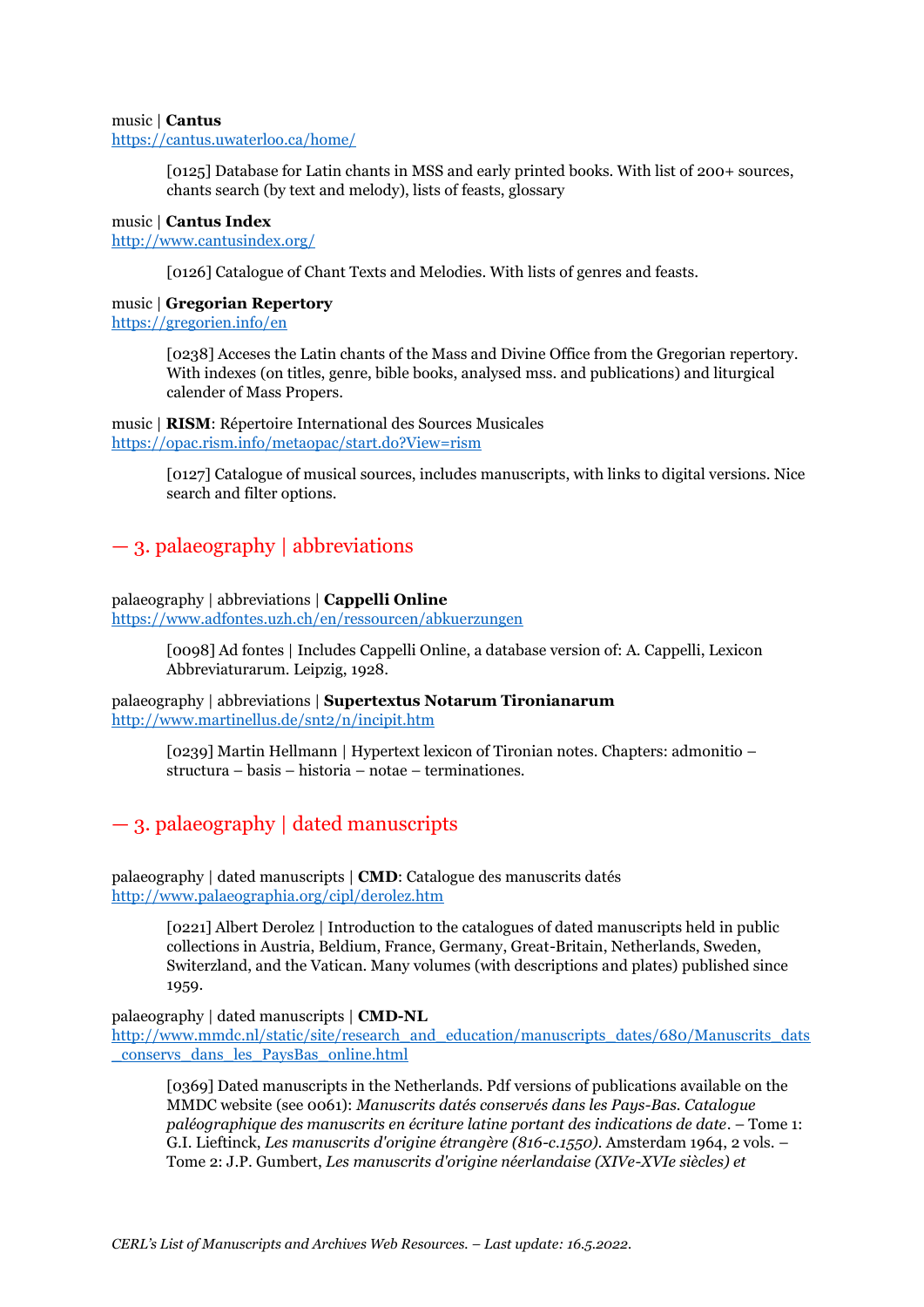music | **Cantus**
https://cantus.uwaterloo.ca/home/

> [0125] Database for Latin chants in MSS and early printed books. With list of 200+ sources, chants search (by text and melody), lists of feasts, glossary

music | **Cantus Index**
http://www.cantusindex.org/

> [0126] Catalogue of Chant Texts and Melodies. With lists of genres and feasts.

music | **Gregorian Repertory**
https://gregorien.info/en

> [0238] Acceses the Latin chants of the Mass and Divine Office from the Gregorian repertory. With indexes (on titles, genre, bible books, analysed mss. and publications) and liturgical calender of Mass Propers.

music | **RISM**: Répertoire International des Sources Musicales
https://opac.rism.info/metaopac/start.do?View=rism

> [0127] Catalogue of musical sources, includes manuscripts, with links to digital versions. Nice search and filter options.

## — 3. palaeography | abbreviations

palaeography | abbreviations | **Cappelli Online**
https://www.adfontes.uzh.ch/en/ressourcen/abkuerzungen

> [0098] Ad fontes | Includes Cappelli Online, a database version of: A. Cappelli, Lexicon Abbreviaturarum. Leipzig, 1928.

palaeography | abbreviations | **Supertextus Notarum Tironianarum**
http://www.martinellus.de/snt2/n/incipit.htm

> [0239] Martin Hellmann | Hypertext lexicon of Tironian notes. Chapters: admonitio – structura – basis – historia – notae – terminationes.

## — 3. palaeography | dated manuscripts

palaeography | dated manuscripts | **CMD**: Catalogue des manuscrits datés
http://www.palaeographia.org/cipl/derolez.htm

> [0221] Albert Derolez | Introduction to the catalogues of dated manuscripts held in public collections in Austria, Beldium, France, Germany, Great-Britain, Netherlands, Sweden, Switzerland, and the Vatican. Many volumes (with descriptions and plates) published since 1959.

palaeography | dated manuscripts | **CMD-NL**
http://www.mmdc.nl/static/site/research_and_education/manuscripts_dates/680/Manuscrits_dats_conservs_dans_les_PaysBas_online.html

> [0369] Dated manuscripts in the Netherlands. Pdf versions of publications available on the MMDC website (see 0061): *Manuscrits datés conservés dans les Pays-Bas. Catalogue paléographique des manuscrits en écriture latine portant des indications de date*. – Tome 1: G.I. Lieftinck, *Les manuscrits d'origine étrangère (816-c.1550)*. Amsterdam 1964, 2 vols. – Tome 2: J.P. Gumbert, *Les manuscrits d'origine néerlandaise (XIVe-XVIe siècles) et*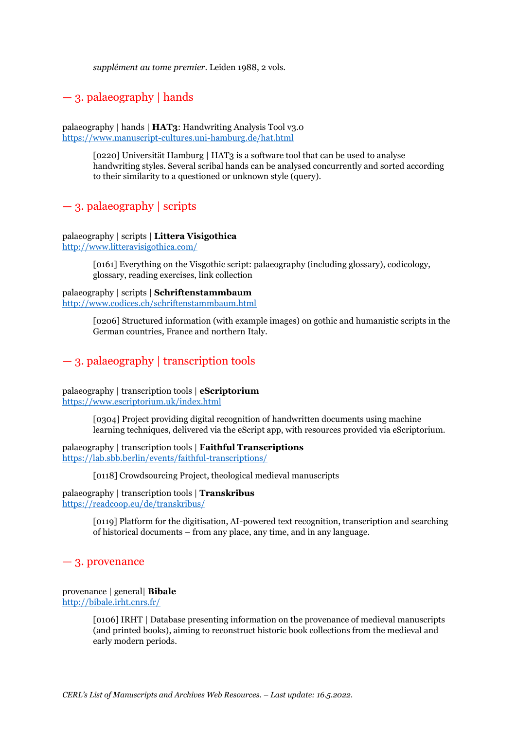*supplément au tome premier*. Leiden 1988, 2 vols.

## — 3. palaeography | hands

palaeography | hands | **HAT3**: Handwriting Analysis Tool v3.0
https://www.manuscript-cultures.uni-hamburg.de/hat.html

> [0220] Universität Hamburg | HAT3 is a software tool that can be used to analyse handwriting styles. Several scribal hands can be analysed concurrently and sorted according to their similarity to a questioned or unknown style (query).

## — 3. palaeography | scripts

palaeography | scripts | **Littera Visigothica**
http://www.litteravisigothica.com/

> [0161] Everything on the Visgothic script: palaeography (including glossary), codicology, glossary, reading exercises, link collection

palaeography | scripts | **Schriftenstammbaum**
http://www.codices.ch/schriftenstammbaum.html

> [0206] Structured information (with example images) on gothic and humanistic scripts in the German countries, France and northern Italy.

## — 3. palaeography | transcription tools

palaeography | transcription tools | **eScriptorium**
https://www.escriptorium.uk/index.html

> [0304] Project providing digital recognition of handwritten documents using machine learning techniques, delivered via the eScript app, with resources provided via eScriptorium.

palaeography | transcription tools | **Faithful Transcriptions**
https://lab.sbb.berlin/events/faithful-transcriptions/

> [0118] Crowdsourcing Project, theological medieval manuscripts

palaeography | transcription tools | **Transkribus**
https://readcoop.eu/de/transkribus/

> [0119] Platform for the digitisation, AI-powered text recognition, transcription and searching of historical documents – from any place, any time, and in any language.

## — 3. provenance

provenance | general| **Bibale**
http://bibale.irht.cnrs.fr/

> [0106] IRHT | Database presenting information on the provenance of medieval manuscripts (and printed books), aiming to reconstruct historic book collections from the medieval and early modern periods.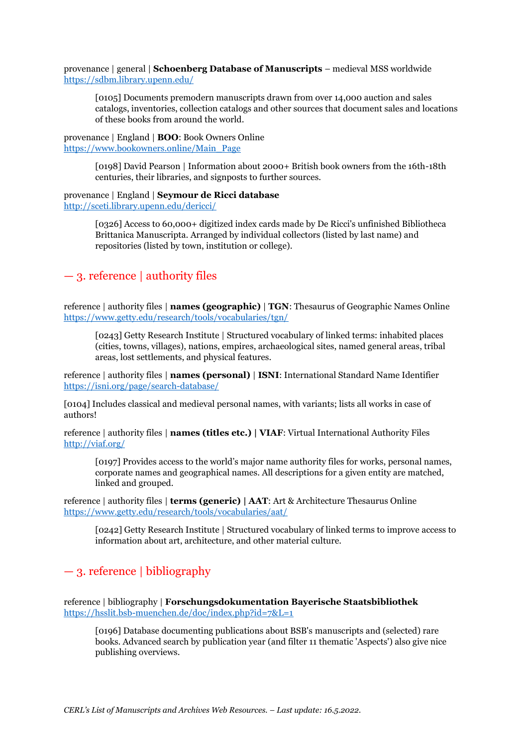provenance | general | **Schoenberg Database of Manuscripts** – medieval MSS worldwide
https://sdbm.library.upenn.edu/

> [0105] Documents premodern manuscripts drawn from over 14,000 auction and sales catalogs, inventories, collection catalogs and other sources that document sales and locations of these books from around the world.

provenance | England | **BOO**: Book Owners Online
https://www.bookowners.online/Main_Page

> [0198] David Pearson | Information about 2000+ British book owners from the 16th-18th centuries, their libraries, and signposts to further sources.

provenance | England | **Seymour de Ricci database**
http://sceti.library.upenn.edu/dericci/

> [0326] Access to 60,000+ digitized index cards made by De Ricci's unfinished Bibliotheca Brittanica Manuscripta. Arranged by individual collectors (listed by last name) and repositories (listed by town, institution or college).

## — 3. reference | authority files

reference | authority files | **names (geographic)** | **TGN**: Thesaurus of Geographic Names Online
https://www.getty.edu/research/tools/vocabularies/tgn/

> [0243] Getty Research Institute | Structured vocabulary of linked terms: inhabited places (cities, towns, villages), nations, empires, archaeological sites, named general areas, tribal areas, lost settlements, and physical features.

reference | authority files | **names (personal)** | **ISNI**: International Standard Name Identifier
https://isni.org/page/search-database/

[0104] Includes classical and medieval personal names, with variants; lists all works in case of authors!

reference | authority files | **names (titles etc.) | VIAF**: Virtual International Authority Files
http://viaf.org/

> [0197] Provides access to the world's major name authority files for works, personal names, corporate names and geographical names. All descriptions for a given entity are matched, linked and grouped.

reference | authority files | **terms (generic) | AAT**: Art & Architecture Thesaurus Online
https://www.getty.edu/research/tools/vocabularies/aat/

> [0242] Getty Research Institute | Structured vocabulary of linked terms to improve access to information about art, architecture, and other material culture.

## — 3. reference | bibliography

reference | bibliography | **Forschungsdokumentation Bayerische Staatsbibliothek**
https://hsslit.bsb-muenchen.de/doc/index.php?id=7&L=1

> [0196] Database documenting publications about BSB's manuscripts and (selected) rare books. Advanced search by publication year (and filter 11 thematic 'Aspects') also give nice publishing overviews.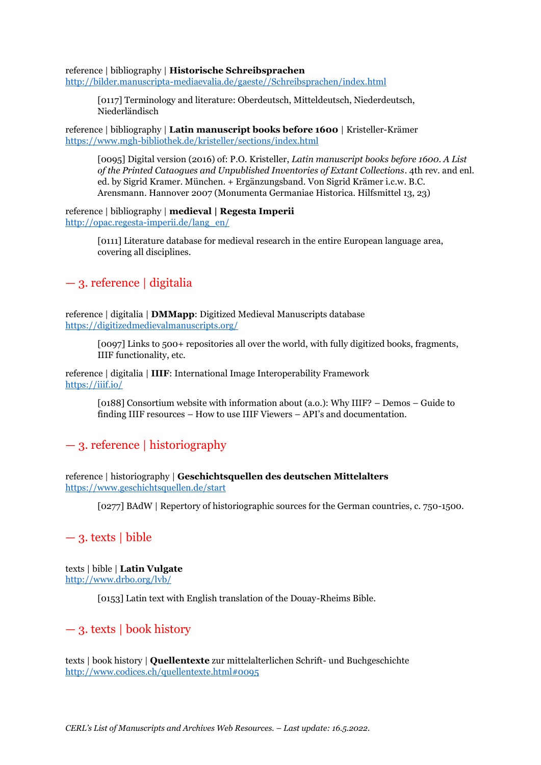reference | bibliography | **Historische Schreibsprachen**
http://bilder.manuscripta-mediaevalia.de/gaeste//Schreibsprachen/index.html

> [0117] Terminology and literature: Oberdeutsch, Mitteldeutsch, Niederdeutsch, Niederländisch

reference | bibliography | **Latin manuscript books before 1600** | Kristeller-Krämer
https://www.mgh-bibliothek.de/kristeller/sections/index.html

> [0095] Digital version (2016) of: P.O. Kristeller, *Latin manuscript books before 1600. A List of the Printed Cataogues and Unpublished Inventories of Extant Collections*. 4th rev. and enl. ed. by Sigrid Kramer. München. + Ergänzungsband. Von Sigrid Krämer i.c.w. B.C. Arensmann. Hannover 2007 (Monumenta Germaniae Historica. Hilfsmittel 13, 23)

reference | bibliography | **medieval | Regesta Imperii**
http://opac.regesta-imperii.de/lang_en/

> [0111] Literature database for medieval research in the entire European language area, covering all disciplines.

## — 3. reference | digitalia

reference | digitalia | **DMMapp**: Digitized Medieval Manuscripts database
https://digitizedmedievalmanuscripts.org/

> [0097] Links to 500+ repositories all over the world, with fully digitized books, fragments, IIIF functionality, etc.

reference | digitalia | **IIIF**: International Image Interoperability Framework
https://iiif.io/

> [0188] Consortium website with information about (a.o.): Why IIIF? – Demos – Guide to finding IIIF resources – How to use IIIF Viewers – API's and documentation.

## — 3. reference | historiography

reference | historiography | **Geschichtsquellen des deutschen Mittelalters**
https://www.geschichtsquellen.de/start

> [0277] BAdW | Repertory of historiographic sources for the German countries, c. 750-1500.

## — 3. texts | bible

texts | bible | **Latin Vulgate**
http://www.drbo.org/lvb/

> [0153] Latin text with English translation of the Douay-Rheims Bible.

## — 3. texts | book history

texts | book history | **Quellentexte** zur mittelalterlichen Schrift- und Buchgeschichte
http://www.codices.ch/quellentexte.html#0095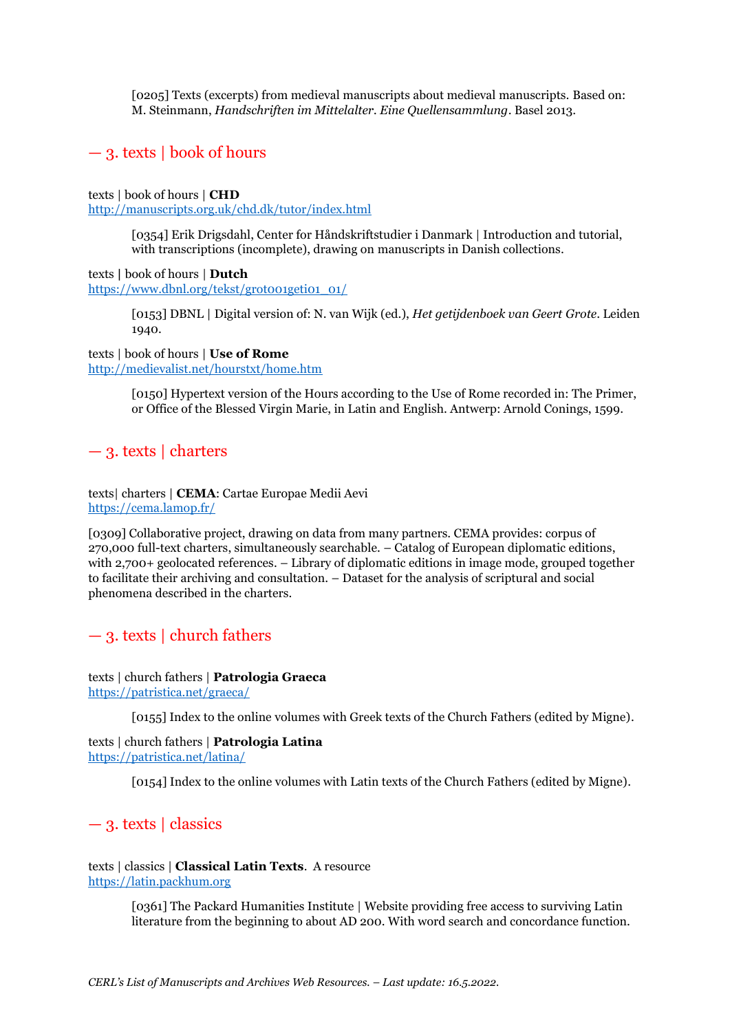[0205] Texts (excerpts) from medieval manuscripts about medieval manuscripts. Based on: M. Steinmann, *Handschriften im Mittelalter. Eine Quellensammlung*. Basel 2013.

## — 3. texts | book of hours

texts | book of hours | **CHD**
http://manuscripts.org.uk/chd.dk/tutor/index.html

[0354] Erik Drigsdahl, Center for Håndskriftstudier i Danmark | Introduction and tutorial, with transcriptions (incomplete), drawing on manuscripts in Danish collections.

texts | book of hours | **Dutch**
https://www.dbnl.org/tekst/grot001geti01_01/

[0153] DBNL | Digital version of: N. van Wijk (ed.), *Het getijdenboek van Geert Grote*. Leiden 1940.

texts | book of hours | **Use of Rome**
http://medievalist.net/hourstxt/home.htm

[0150] Hypertext version of the Hours according to the Use of Rome recorded in: The Primer, or Office of the Blessed Virgin Marie, in Latin and English. Antwerp: Arnold Conings, 1599.

## — 3. texts | charters

texts| charters | **CEMA**: Cartae Europae Medii Aevi
https://cema.lamop.fr/

[0309] Collaborative project, drawing on data from many partners. CEMA provides: corpus of 270,000 full-text charters, simultaneously searchable. – Catalog of European diplomatic editions, with 2,700+ geolocated references. – Library of diplomatic editions in image mode, grouped together to facilitate their archiving and consultation. – Dataset for the analysis of scriptural and social phenomena described in the charters.

## — 3. texts | church fathers

texts | church fathers | **Patrologia Graeca**
https://patristica.net/graeca/

[0155] Index to the online volumes with Greek texts of the Church Fathers (edited by Migne).

texts | church fathers | **Patrologia Latina**
https://patristica.net/latina/

[0154] Index to the online volumes with Latin texts of the Church Fathers (edited by Migne).

## — 3. texts | classics

texts | classics | **Classical Latin Texts**. A resource
https://latin.packhum.org

[0361] The Packard Humanities Institute | Website providing free access to surviving Latin literature from the beginning to about AD 200. With word search and concordance function.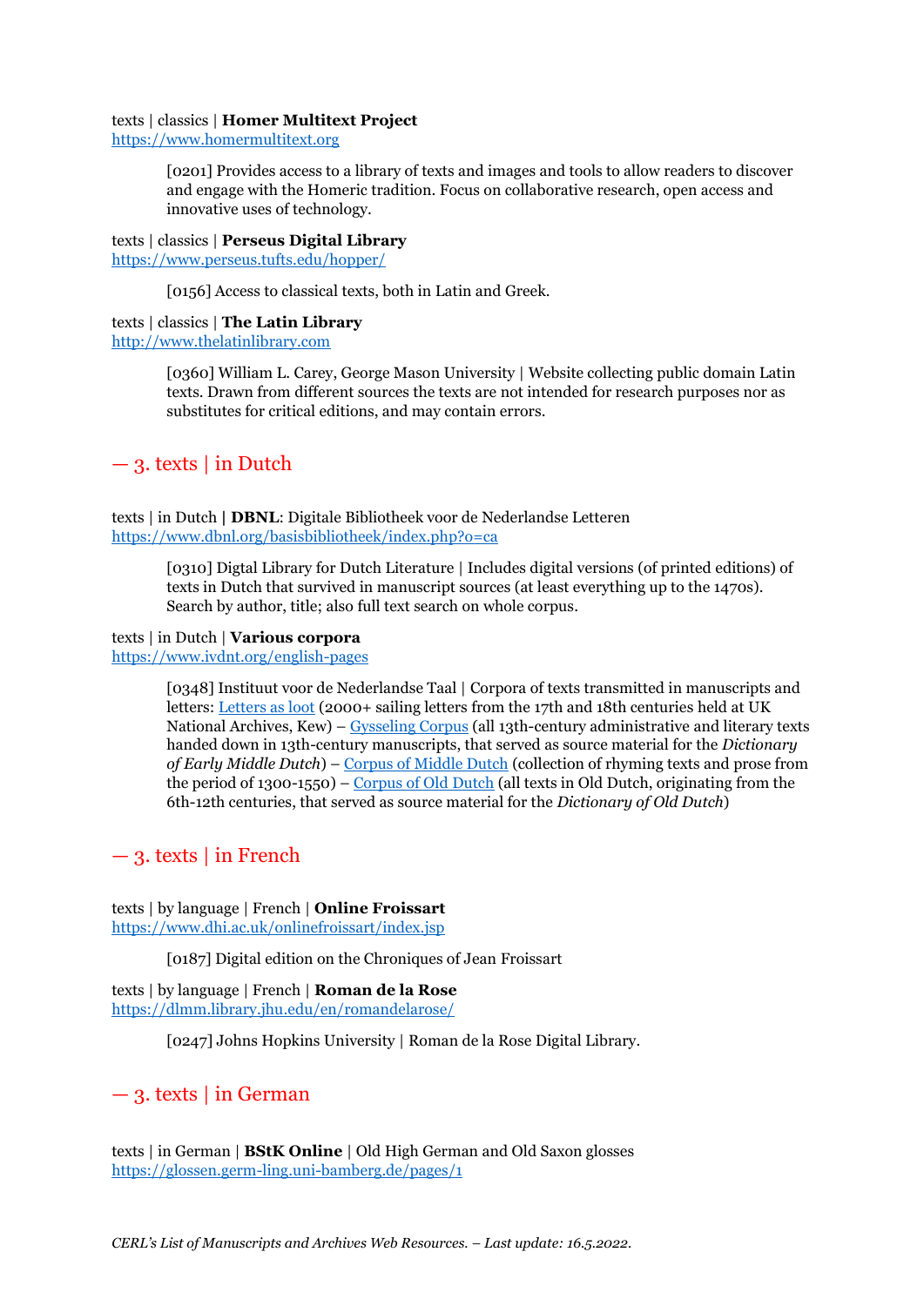texts | classics | **Homer Multitext Project**
[https://www.homermultitext.org](https://www.homermultitext.org)

> [0201] Provides access to a library of texts and images and tools to allow readers to discover and engage with the Homeric tradition. Focus on collaborative research, open access and innovative uses of technology.

texts | classics | **Perseus Digital Library**
[https://www.perseus.tufts.edu/hopper/](https://www.perseus.tufts.edu/hopper/)

> [0156] Access to classical texts, both in Latin and Greek.

texts | classics | **The Latin Library**
[http://www.thelatinlibrary.com](http://www.thelatinlibrary.com)

> [0360] William L. Carey, George Mason University | Website collecting public domain Latin texts. Drawn from different sources the texts are not intended for research purposes nor as substitutes for critical editions, and may contain errors.

## — 3. texts | in Dutch

texts | in Dutch **| DBNL**: Digitale Bibliotheek voor de Nederlandse Letteren
[https://www.dbnl.org/basisbibliotheek/index.php?o=ca](https://www.dbnl.org/basisbibliotheek/index.php?o=ca)

> [0310] Digtal Library for Dutch Literature | Includes digital versions (of printed editions) of texts in Dutch that survived in manuscript sources (at least everything up to the 1470s). Search by author, title; also full text search on whole corpus.

texts | in Dutch | **Various corpora**
[https://www.ivdnt.org/english-pages](https://www.ivdnt.org/english-pages)

> [0348] Instituut voor de Nederlandse Taal | Corpora of texts transmitted in manuscripts and letters: Letters as loot (2000+ sailing letters from the 17th and 18th centuries held at UK National Archives, Kew) – Gysseling Corpus (all 13th-century administrative and literary texts handed down in 13th-century manuscripts, that served as source material for the *Dictionary of Early Middle Dutch*) – Corpus of Middle Dutch (collection of rhyming texts and prose from the period of 1300-1550) – Corpus of Old Dutch (all texts in Old Dutch, originating from the 6th-12th centuries, that served as source material for the *Dictionary of Old Dutch*)

## — 3. texts | in French

texts | by language | French | **Online Froissart**
[https://www.dhi.ac.uk/onlinefroissart/index.jsp](https://www.dhi.ac.uk/onlinefroissart/index.jsp)

> [0187] Digital edition on the Chroniques of Jean Froissart

texts | by language | French | **Roman de la Rose**
[https://dlmm.library.jhu.edu/en/romandelarose/](https://dlmm.library.jhu.edu/en/romandelarose/)

> [0247] Johns Hopkins University | Roman de la Rose Digital Library.

## — 3. texts | in German

texts | in German | **BStK Online** | Old High German and Old Saxon glosses
[https://glossen.germ-ling.uni-bamberg.de/pages/1](https://glossen.germ-ling.uni-bamberg.de/pages/1)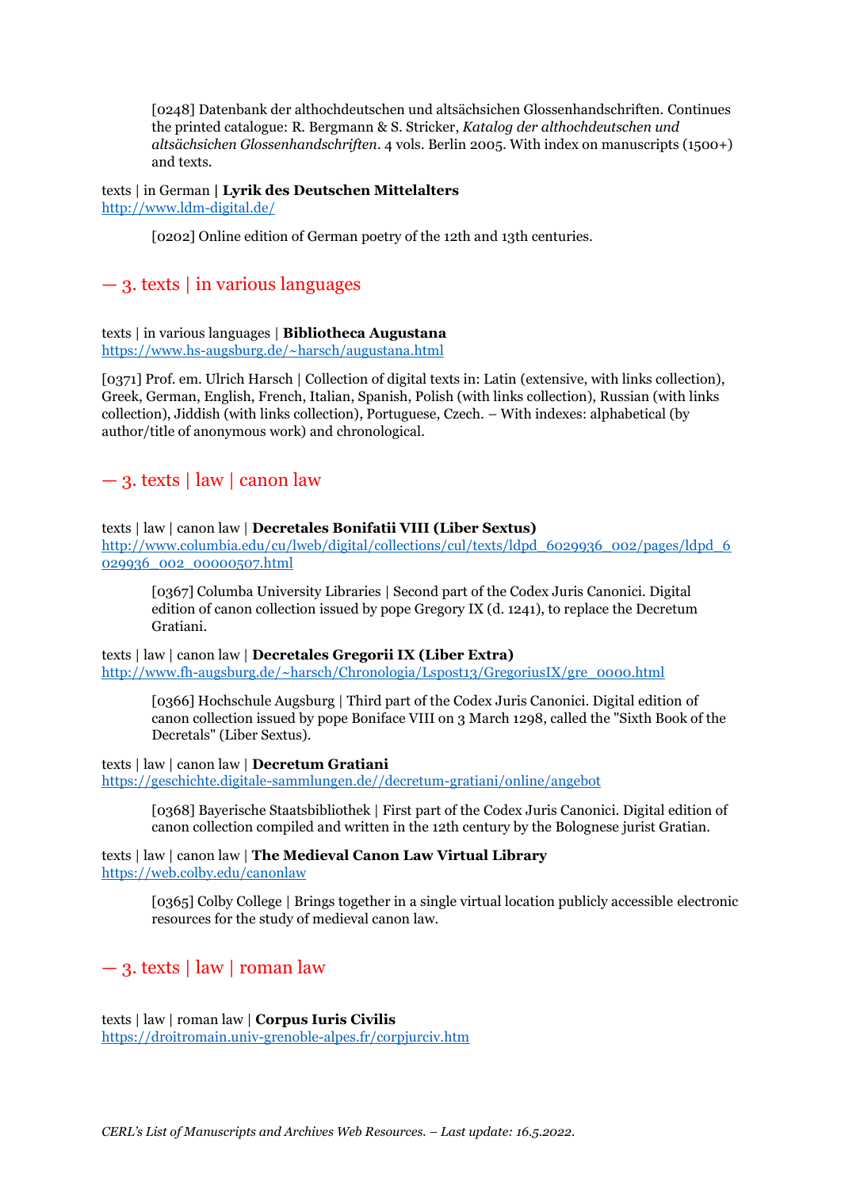[0248] Datenbank der althochdeutschen und altsächsichen Glossenhandschriften. Continues the printed catalogue: R. Bergmann & S. Stricker, *Katalog der althochdeutschen und altsächsichen Glossenhandschriften*. 4 vols. Berlin 2005. With index on manuscripts (1500+) and texts.

texts | in German **| Lyrik des Deutschen Mittelalters**
http://www.ldm-digital.de/

[0202] Online edition of German poetry of the 12th and 13th centuries.

## — 3. texts | in various languages

texts | in various languages | **Bibliotheca Augustana**
https://www.hs-augsburg.de/~harsch/augustana.html

[0371] Prof. em. Ulrich Harsch | Collection of digital texts in: Latin (extensive, with links collection), Greek, German, English, French, Italian, Spanish, Polish (with links collection), Russian (with links collection), Jiddish (with links collection), Portuguese, Czech. – With indexes: alphabetical (by author/title of anonymous work) and chronological.

## — 3. texts | law | canon law

texts | law | canon law | **Decretales Bonifatii VIII (Liber Sextus)**
http://www.columbia.edu/cu/lweb/digital/collections/cul/texts/ldpd_6029936_002/pages/ldpd_6029936_002_00000507.html

[0367] Columba University Libraries | Second part of the Codex Juris Canonici. Digital edition of canon collection issued by pope Gregory IX (d. 1241), to replace the Decretum Gratiani.

texts | law | canon law | **Decretales Gregorii IX (Liber Extra)**
http://www.fh-augsburg.de/~harsch/Chronologia/Lspost13/GregoriusIX/gre_0000.html

[0366] Hochschule Augsburg | Third part of the Codex Juris Canonici. Digital edition of canon collection issued by pope Boniface VIII on 3 March 1298, called the "Sixth Book of the Decretals" (Liber Sextus).

texts | law | canon law | **Decretum Gratiani**
https://geschichte.digitale-sammlungen.de//decretum-gratiani/online/angebot

[0368] Bayerische Staatsbibliothek | First part of the Codex Juris Canonici. Digital edition of canon collection compiled and written in the 12th century by the Bolognese jurist Gratian.

texts | law | canon law | **The Medieval Canon Law Virtual Library**
https://web.colby.edu/canonlaw

[0365] Colby College | Brings together in a single virtual location publicly accessible electronic resources for the study of medieval canon law.

## — 3. texts | law | roman law

texts | law | roman law | **Corpus Iuris Civilis**
https://droitromain.univ-grenoble-alpes.fr/corpjurciv.htm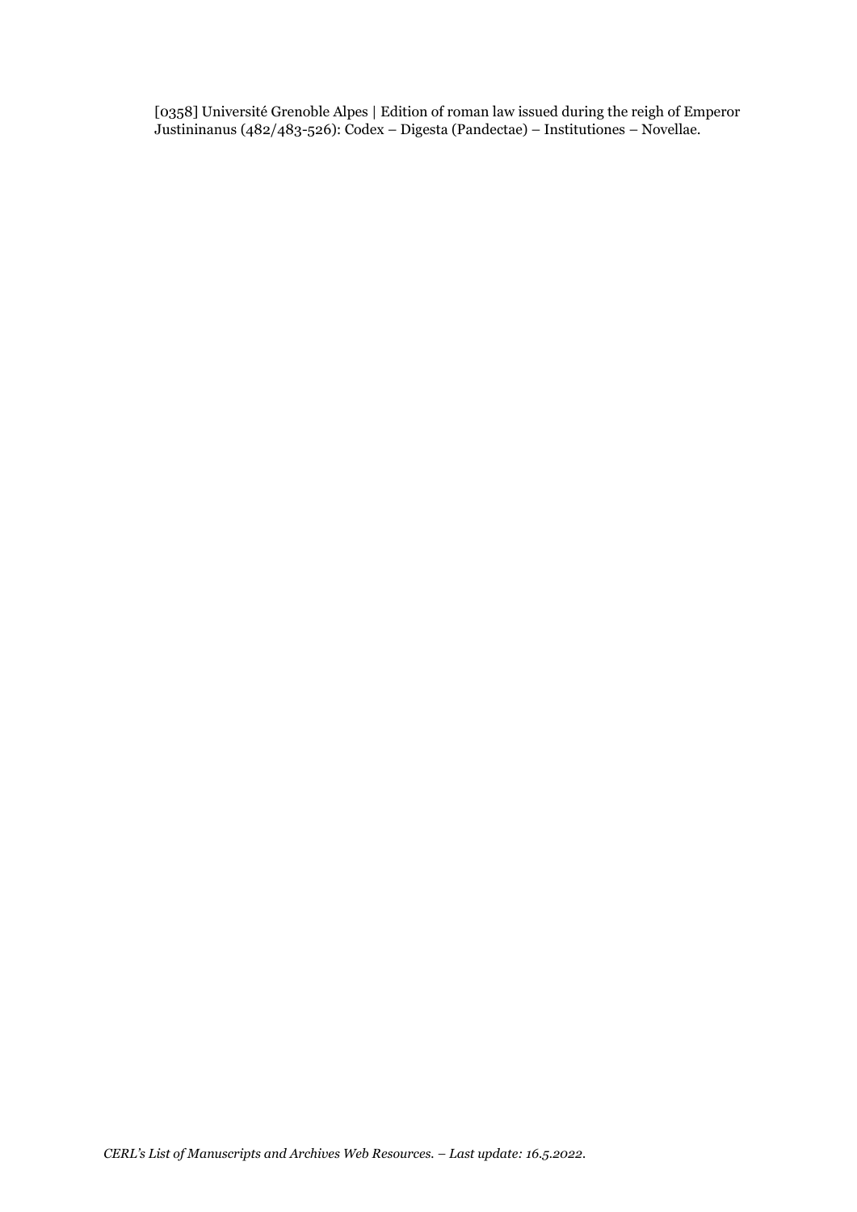[0358] Université Grenoble Alpes | Edition of roman law issued during the reigh of Emperor Justininanus (482/483-526): Codex – Digesta (Pandectae) – Institutiones – Novellae.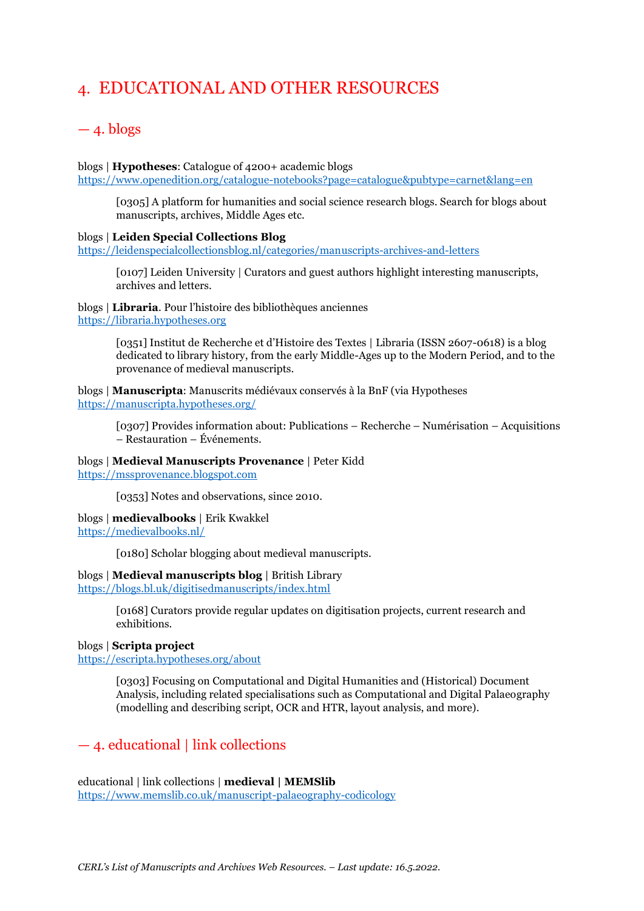# 4. EDUCATIONAL AND OTHER RESOURCES

## — 4. blogs

blogs | **Hypotheses**: Catalogue of 4200+ academic blogs
https://www.openedition.org/catalogue-notebooks?page=catalogue&pubtype=carnet&lang=en

> [0305] A platform for humanities and social science research blogs. Search for blogs about manuscripts, archives, Middle Ages etc.

blogs | **Leiden Special Collections Blog**
https://leidenspecialcollectionsblog.nl/categories/manuscripts-archives-and-letters

> [0107] Leiden University | Curators and guest authors highlight interesting manuscripts, archives and letters.

blogs | **Libraria**. Pour l'histoire des bibliothèques anciennes
https://libraria.hypotheses.org

> [0351] Institut de Recherche et d'Histoire des Textes | Libraria (ISSN 2607-0618) is a blog dedicated to library history, from the early Middle-Ages up to the Modern Period, and to the provenance of medieval manuscripts.

blogs | **Manuscripta**: Manuscrits médiévaux conservés à la BnF (via Hypotheses
https://manuscripta.hypotheses.org/

> [0307] Provides information about: Publications – Recherche – Numérisation – Acquisitions – Restauration – Événements.

blogs | **Medieval Manuscripts Provenance** | Peter Kidd
https://mssprovenance.blogspot.com

> [0353] Notes and observations, since 2010.

blogs | **medievalbooks** | Erik Kwakkel
https://medievalbooks.nl/

> [0180] Scholar blogging about medieval manuscripts.

blogs | **Medieval manuscripts blog** | British Library
https://blogs.bl.uk/digitisedmanuscripts/index.html

> [0168] Curators provide regular updates on digitisation projects, current research and exhibitions.

blogs | **Scripta project**
https://escripta.hypotheses.org/about

> [0303] Focusing on Computational and Digital Humanities and (Historical) Document Analysis, including related specialisations such as Computational and Digital Palaeography (modelling and describing script, OCR and HTR, layout analysis, and more).

## — 4. educational | link collections

educational | link collections | **medieval | MEMSlib**
https://www.memslib.co.uk/manuscript-palaeography-codicology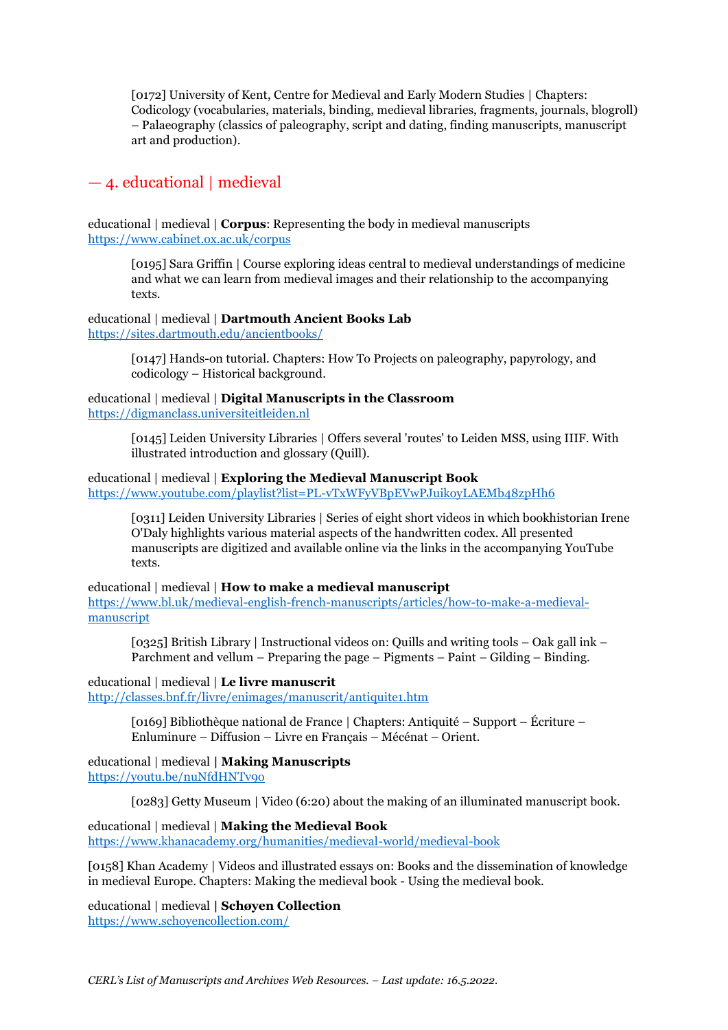[0172] University of Kent, Centre for Medieval and Early Modern Studies | Chapters: Codicology (vocabularies, materials, binding, medieval libraries, fragments, journals, blogroll) – Palaeography (classics of paleography, script and dating, finding manuscripts, manuscript art and production).

## — 4. educational | medieval

educational | medieval | **Corpus**: Representing the body in medieval manuscripts
https://www.cabinet.ox.ac.uk/corpus

> [0195] Sara Griffin | Course exploring ideas central to medieval understandings of medicine and what we can learn from medieval images and their relationship to the accompanying texts.

educational | medieval | **Dartmouth Ancient Books Lab**
https://sites.dartmouth.edu/ancientbooks/

> [0147] Hands-on tutorial. Chapters: How To Projects on paleography, papyrology, and codicology – Historical background.

educational | medieval | **Digital Manuscripts in the Classroom**
https://digmanclass.universiteitleiden.nl

> [0145] Leiden University Libraries | Offers several 'routes' to Leiden MSS, using IIIF. With illustrated introduction and glossary (Quill).

educational | medieval | **Exploring the Medieval Manuscript Book**
https://www.youtube.com/playlist?list=PL-vTxWFyVBpEVwPJuikoyLAEMb48zpHh6

> [0311] Leiden University Libraries | Series of eight short videos in which bookhistorian Irene O'Daly highlights various material aspects of the handwritten codex. All presented manuscripts are digitized and available online via the links in the accompanying YouTube texts.

educational | medieval | **How to make a medieval manuscript**
https://www.bl.uk/medieval-english-french-manuscripts/articles/how-to-make-a-medieval-manuscript

> [0325] British Library | Instructional videos on: Quills and writing tools – Oak gall ink – Parchment and vellum – Preparing the page – Pigments – Paint – Gilding – Binding.

educational | medieval | **Le livre manuscrit**
http://classes.bnf.fr/livre/enimages/manuscrit/antiquite1.htm

> [0169] Bibliothèque national de France | Chapters: Antiquité – Support – Écriture – Enluminure – Diffusion – Livre en Français – Mécénat – Orient.

educational | medieval **| Making Manuscripts**
https://youtu.be/nuNfdHNTv9o

> [0283] Getty Museum | Video (6:20) about the making of an illuminated manuscript book.

educational | medieval | **Making the Medieval Book**
https://www.khanacademy.org/humanities/medieval-world/medieval-book

[0158] Khan Academy | Videos and illustrated essays on: Books and the dissemination of knowledge in medieval Europe. Chapters: Making the medieval book - Using the medieval book.

educational | medieval **| Schøyen Collection**
https://www.schoyencollection.com/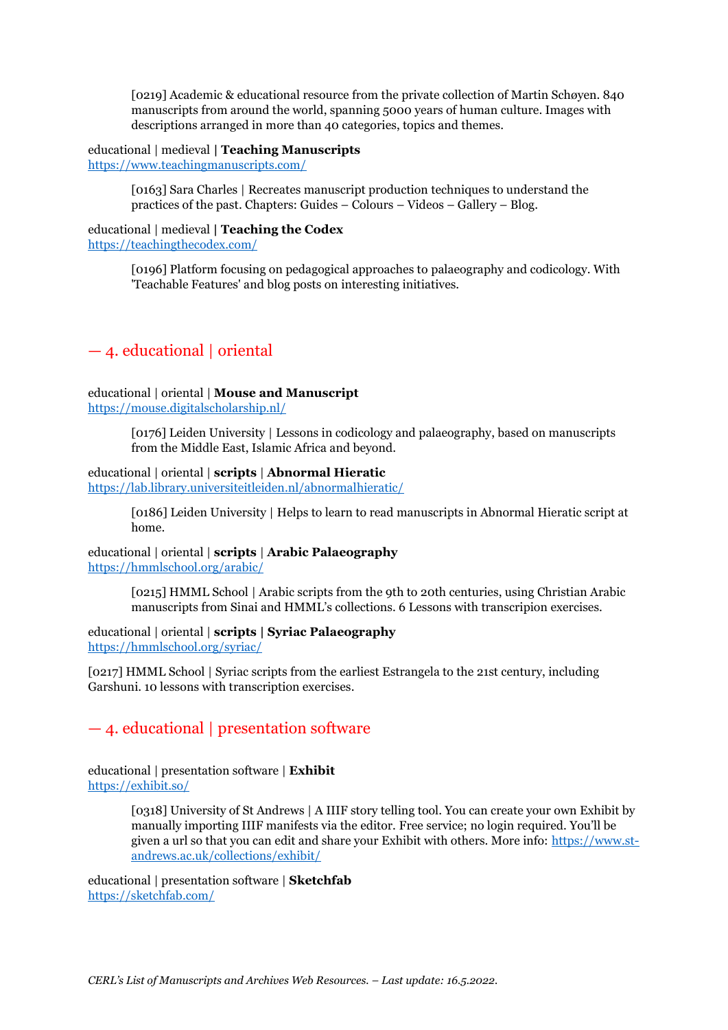[0219] Academic & educational resource from the private collection of Martin Schøyen. 840 manuscripts from around the world, spanning 5000 years of human culture. Images with descriptions arranged in more than 40 categories, topics and themes.

educational | medieval **| Teaching Manuscripts**
https://www.teachingmanuscripts.com/

[0163] Sara Charles | Recreates manuscript production techniques to understand the practices of the past. Chapters: Guides – Colours – Videos – Gallery – Blog.

educational | medieval **| Teaching the Codex**
https://teachingthecodex.com/

[0196] Platform focusing on pedagogical approaches to palaeography and codicology. With 'Teachable Features' and blog posts on interesting initiatives.

## — 4. educational | oriental

educational | oriental | **Mouse and Manuscript**
https://mouse.digitalscholarship.nl/

[0176] Leiden University | Lessons in codicology and palaeography, based on manuscripts from the Middle East, Islamic Africa and beyond.

educational | oriental | **scripts** | **Abnormal Hieratic**
https://lab.library.universiteitleiden.nl/abnormalhieratic/

[0186] Leiden University | Helps to learn to read manuscripts in Abnormal Hieratic script at home.

educational | oriental | **scripts** | **Arabic Palaeography**
https://hmmlschool.org/arabic/

[0215] HMML School | Arabic scripts from the 9th to 20th centuries, using Christian Arabic manuscripts from Sinai and HMML's collections. 6 Lessons with transcripion exercises.

educational | oriental | **scripts | Syriac Palaeography**
https://hmmlschool.org/syriac/

[0217] HMML School | Syriac scripts from the earliest Estrangela to the 21st century, including Garshuni. 10 lessons with transcription exercises.

## — 4. educational | presentation software

educational | presentation software | **Exhibit**
https://exhibit.so/

[0318] University of St Andrews | A IIIF story telling tool. You can create your own Exhibit by manually importing IIIF manifests via the editor. Free service; no login required. You'll be given a url so that you can edit and share your Exhibit with others. More info: https://www.st-andrews.ac.uk/collections/exhibit/

educational | presentation software | **Sketchfab**
https://sketchfab.com/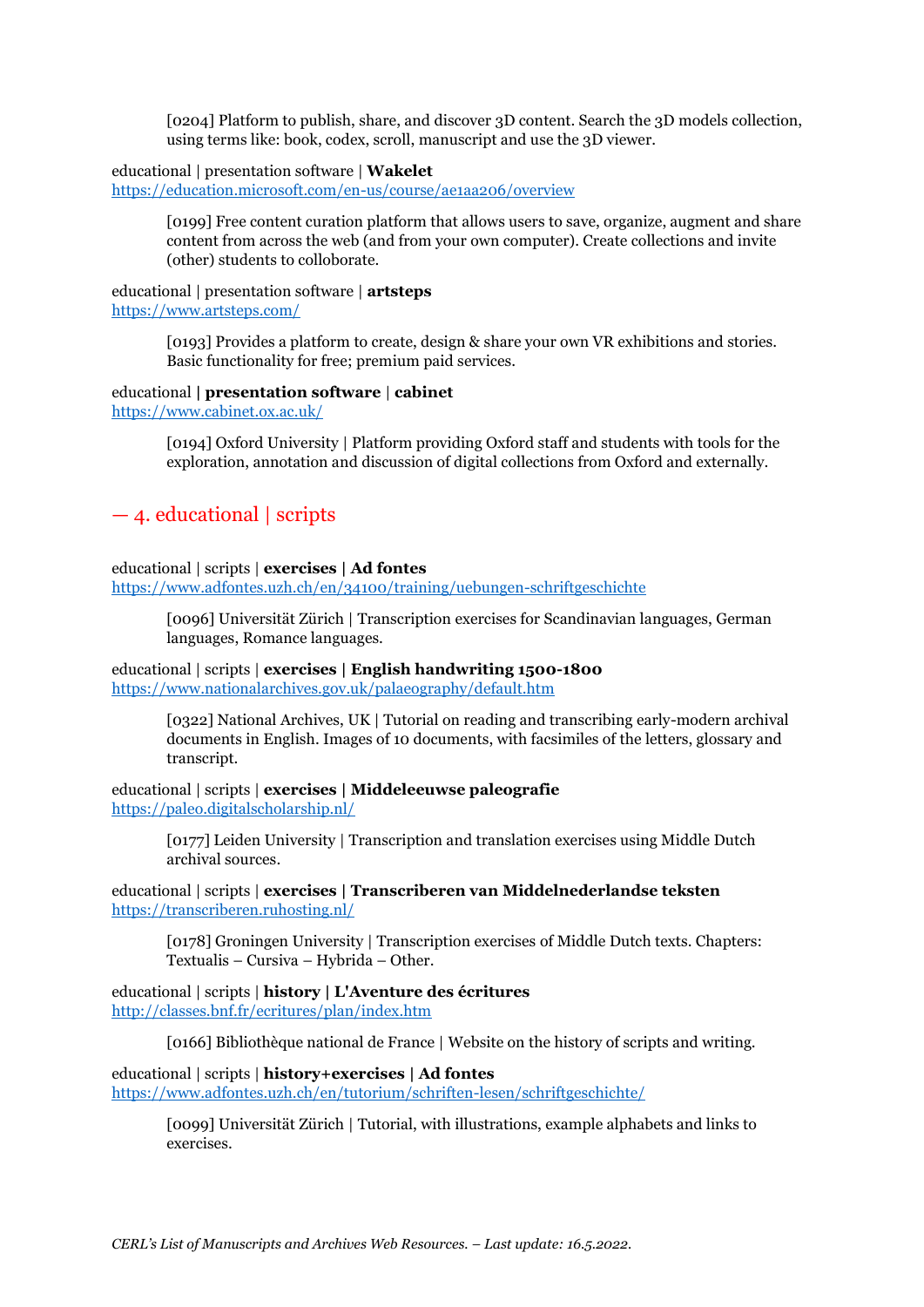[0204] Platform to publish, share, and discover 3D content. Search the 3D models collection, using terms like: book, codex, scroll, manuscript and use the 3D viewer.

educational | presentation software | **Wakelet**
https://education.microsoft.com/en-us/course/ae1aa206/overview

> [0199] Free content curation platform that allows users to save, organize, augment and share content from across the web (and from your own computer). Create collections and invite (other) students to colloborate.

educational | presentation software | **artsteps**
https://www.artsteps.com/

> [0193] Provides a platform to create, design & share your own VR exhibitions and stories. Basic functionality for free; premium paid services.

educational **| presentation software** | **cabinet**
https://www.cabinet.ox.ac.uk/

> [0194] Oxford University | Platform providing Oxford staff and students with tools for the exploration, annotation and discussion of digital collections from Oxford and externally.

## — 4. educational | scripts

educational | scripts | **exercises | Ad fontes**
https://www.adfontes.uzh.ch/en/34100/training/uebungen-schriftgeschichte

> [0096] Universität Zürich | Transcription exercises for Scandinavian languages, German languages, Romance languages.

educational | scripts | **exercises | English handwriting 1500-1800**
https://www.nationalarchives.gov.uk/palaeography/default.htm

> [0322] National Archives, UK | Tutorial on reading and transcribing early-modern archival documents in English. Images of 10 documents, with facsimiles of the letters, glossary and transcript.

educational | scripts | **exercises | Middeleeuwse paleografie**
https://paleo.digitalscholarship.nl/

> [0177] Leiden University | Transcription and translation exercises using Middle Dutch archival sources.

educational | scripts | **exercises | Transcriberen van Middelnederlandse teksten**
https://transcriberen.ruhosting.nl/

> [0178] Groningen University | Transcription exercises of Middle Dutch texts. Chapters: Textualis – Cursiva – Hybrida – Other.

educational | scripts | **history | L'Aventure des écritures**
http://classes.bnf.fr/ecritures/plan/index.htm

> [0166] Bibliothèque national de France | Website on the history of scripts and writing.

educational | scripts | **history+exercises | Ad fontes**
https://www.adfontes.uzh.ch/en/tutorium/schriften-lesen/schriftgeschichte/

> [0099] Universität Zürich | Tutorial, with illustrations, example alphabets and links to exercises.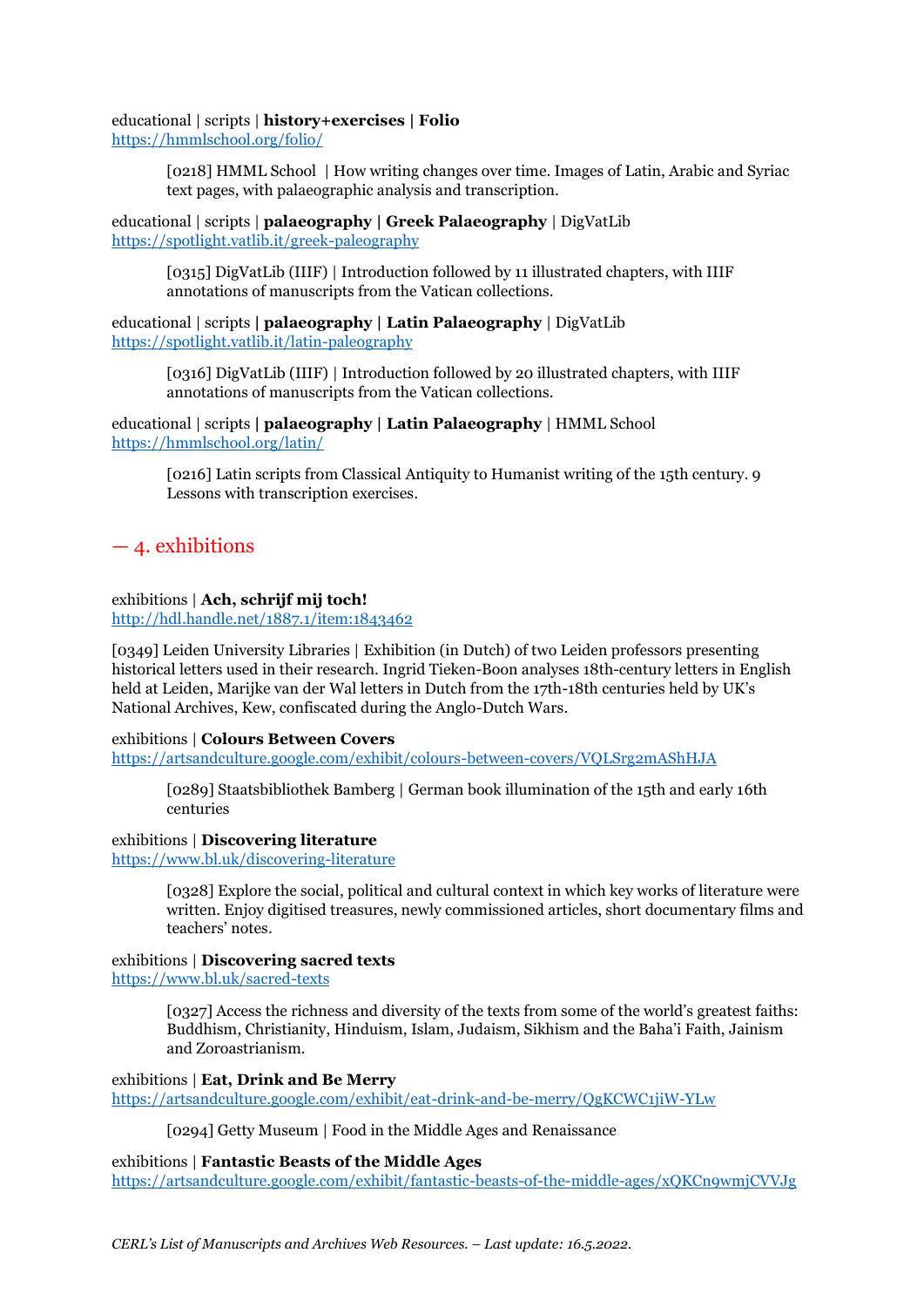educational | scripts | **history+exercises | Folio**
https://hmmlschool.org/folio/

> [0218] HMML School | How writing changes over time. Images of Latin, Arabic and Syriac text pages, with palaeographic analysis and transcription.

educational | scripts | **palaeography | Greek Palaeography** | DigVatLib
https://spotlight.vatlib.it/greek-paleography

> [0315] DigVatLib (IIIF) | Introduction followed by 11 illustrated chapters, with IIIF annotations of manuscripts from the Vatican collections.

educational | scripts | **palaeography | Latin Palaeography** | DigVatLib
https://spotlight.vatlib.it/latin-paleography

> [0316] DigVatLib (IIIF) | Introduction followed by 20 illustrated chapters, with IIIF annotations of manuscripts from the Vatican collections.

educational | scripts | **palaeography | Latin Palaeography** | HMML School
https://hmmlschool.org/latin/

> [0216] Latin scripts from Classical Antiquity to Humanist writing of the 15th century. 9 Lessons with transcription exercises.

## — 4. exhibitions

exhibitions | **Ach, schrijf mij toch!**
http://hdl.handle.net/1887.1/item:1843462

[0349] Leiden University Libraries | Exhibition (in Dutch) of two Leiden professors presenting historical letters used in their research. Ingrid Tieken-Boon analyses 18th-century letters in English held at Leiden, Marijke van der Wal letters in Dutch from the 17th-18th centuries held by UK's National Archives, Kew, confiscated during the Anglo-Dutch Wars.

exhibitions | **Colours Between Covers**
https://artsandculture.google.com/exhibit/colours-between-covers/VQLSrg2mAShHJA

> [0289] Staatsbibliothek Bamberg | German book illumination of the 15th and early 16th centuries

exhibitions | **Discovering literature**
https://www.bl.uk/discovering-literature

> [0328] Explore the social, political and cultural context in which key works of literature were written. Enjoy digitised treasures, newly commissioned articles, short documentary films and teachers' notes.

exhibitions | **Discovering sacred texts**
https://www.bl.uk/sacred-texts

> [0327] Access the richness and diversity of the texts from some of the world's greatest faiths: Buddhism, Christianity, Hinduism, Islam, Judaism, Sikhism and the Baha'i Faith, Jainism and Zoroastrianism.

exhibitions | **Eat, Drink and Be Merry**
https://artsandculture.google.com/exhibit/eat-drink-and-be-merry/QgKCWC1jiW-YLw

> [0294] Getty Museum | Food in the Middle Ages and Renaissance

exhibitions | **Fantastic Beasts of the Middle Ages**
https://artsandculture.google.com/exhibit/fantastic-beasts-of-the-middle-ages/xQKCn9wmjCVVJg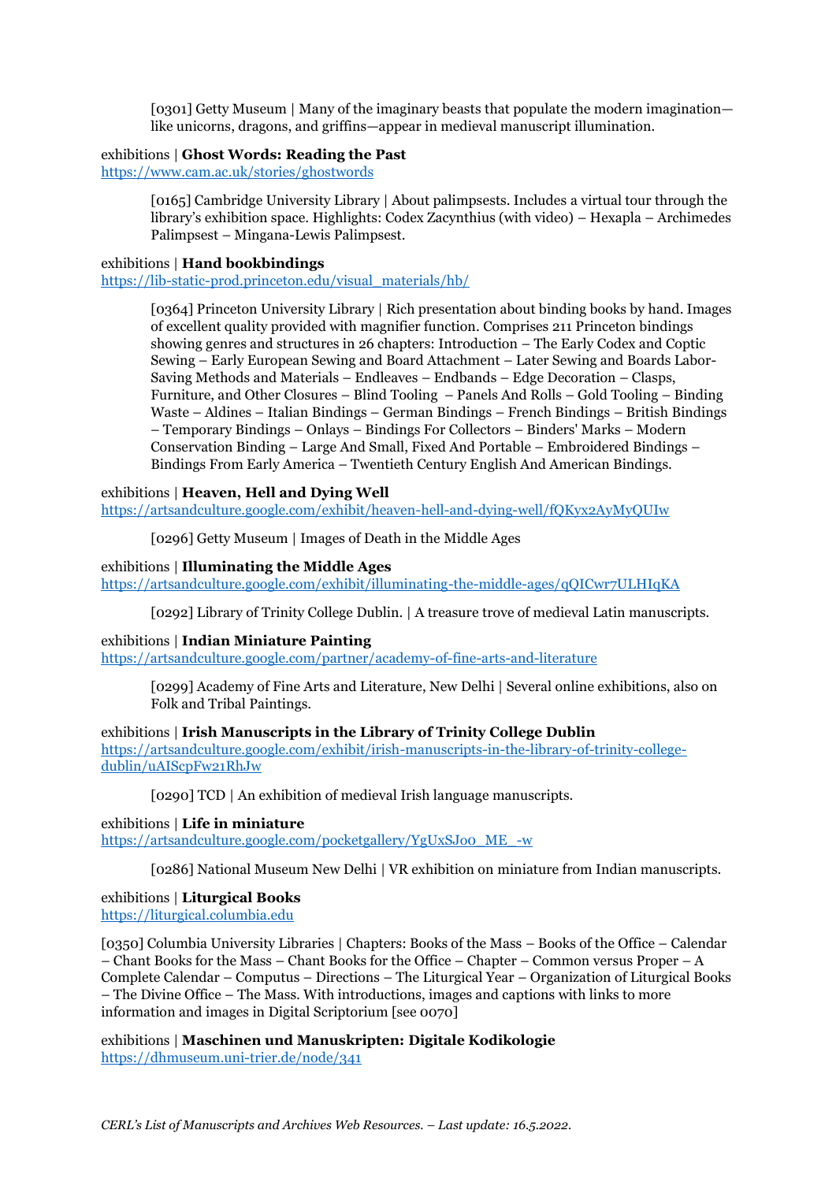> [0301] Getty Museum | Many of the imaginary beasts that populate the modern imagination—like unicorns, dragons, and griffins—appear in medieval manuscript illumination.

exhibitions | **Ghost Words: Reading the Past**
https://www.cam.ac.uk/stories/ghostwords

> [0165] Cambridge University Library | About palimpsests. Includes a virtual tour through the library's exhibition space. Highlights: Codex Zacynthius (with video) – Hexapla – Archimedes Palimpsest – Mingana-Lewis Palimpsest.

exhibitions | **Hand bookbindings**
https://lib-static-prod.princeton.edu/visual_materials/hb/

> [0364] Princeton University Library | Rich presentation about binding books by hand. Images of excellent quality provided with magnifier function. Comprises 211 Princeton bindings showing genres and structures in 26 chapters: Introduction – The Early Codex and Coptic Sewing – Early European Sewing and Board Attachment – Later Sewing and Boards Labor-Saving Methods and Materials – Endleaves – Endbands – Edge Decoration – Clasps, Furniture, and Other Closures – Blind Tooling – Panels And Rolls – Gold Tooling – Binding Waste – Aldines – Italian Bindings – German Bindings – French Bindings – British Bindings – Temporary Bindings – Onlays – Bindings For Collectors – Binders' Marks – Modern Conservation Binding – Large And Small, Fixed And Portable – Embroidered Bindings – Bindings From Early America – Twentieth Century English And American Bindings.

exhibitions | **Heaven, Hell and Dying Well**
https://artsandculture.google.com/exhibit/heaven-hell-and-dying-well/fQKyx2AyMyQUIw

> [0296] Getty Museum | Images of Death in the Middle Ages

exhibitions | **Illuminating the Middle Ages**
https://artsandculture.google.com/exhibit/illuminating-the-middle-ages/qQICwr7ULHIqKA

> [0292] Library of Trinity College Dublin. | A treasure trove of medieval Latin manuscripts.

exhibitions | **Indian Miniature Painting**
https://artsandculture.google.com/partner/academy-of-fine-arts-and-literature

> [0299] Academy of Fine Arts and Literature, New Delhi | Several online exhibitions, also on Folk and Tribal Paintings.

exhibitions | **Irish Manuscripts in the Library of Trinity College Dublin**
https://artsandculture.google.com/exhibit/irish-manuscripts-in-the-library-of-trinity-college-dublin/uAIScpFw21RhJw

> [0290] TCD | An exhibition of medieval Irish language manuscripts.

exhibitions | **Life in miniature**
https://artsandculture.google.com/pocketgallery/YgUxSJ0o_ME_-w

> [0286] National Museum New Delhi | VR exhibition on miniature from Indian manuscripts.

exhibitions | **Liturgical Books**
https://liturgical.columbia.edu

[0350] Columbia University Libraries | Chapters: Books of the Mass – Books of the Office – Calendar – Chant Books for the Mass – Chant Books for the Office – Chapter – Common versus Proper – A Complete Calendar – Computus – Directions – The Liturgical Year – Organization of Liturgical Books – The Divine Office – The Mass. With introductions, images and captions with links to more information and images in Digital Scriptorium [see 0070]

exhibitions | **Maschinen und Manuskripten: Digitale Kodikologie**
https://dhmuseum.uni-trier.de/node/341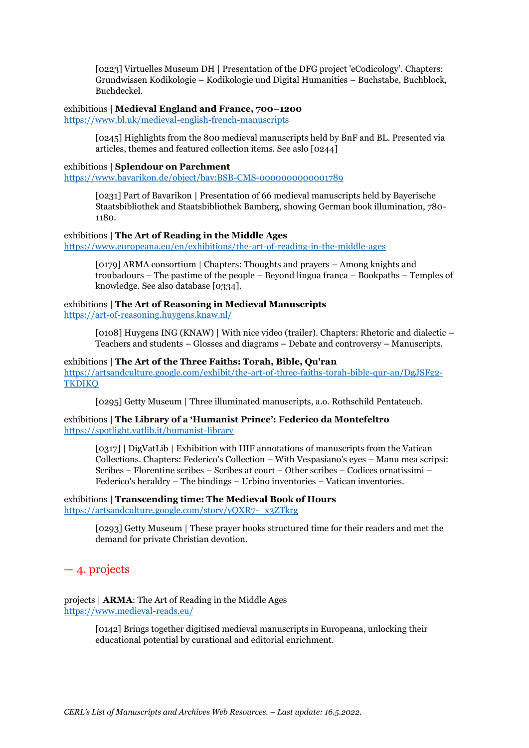[0223] Virtuelles Museum DH | Presentation of the DFG project 'eCodicology'. Chapters: Grundwissen Kodikologie – Kodikologie und Digital Humanities – Buchstabe, Buchblock, Buchdeckel.

exhibitions | **Medieval England and France, 700–1200**
https://www.bl.uk/medieval-english-french-manuscripts

> [0245] Highlights from the 800 medieval manuscripts held by BnF and BL. Presented via articles, themes and featured collection items. See aslo [0244]

exhibitions | **Splendour on Parchment**
https://www.bavarikon.de/object/bav:BSB-CMS-0000000000001789

> [0231] Part of Bavarikon | Presentation of 66 medieval manuscripts held by Bayerische Staatsbibliothek and Staatsbibliothek Bamberg, showing German book illumination, 780-1180.

exhibitions | **The Art of Reading in the Middle Ages**
https://www.europeana.eu/en/exhibitions/the-art-of-reading-in-the-middle-ages

> [0179] ARMA consortium | Chapters: Thoughts and prayers – Among knights and troubadours – The pastime of the people – Beyond lingua franca – Bookpaths – Temples of knowledge. See also database [0334].

exhibitions | **The Art of Reasoning in Medieval Manuscripts**
https://art-of-reasoning.huygens.knaw.nl/

> [0108] Huygens ING (KNAW) | With nice video (trailer). Chapters: Rhetoric and dialectic – Teachers and students – Glosses and diagrams – Debate and controversy – Manuscripts.

exhibitions | **The Art of the Three Faiths: Torah, Bible, Qu'ran**
https://artsandculture.google.com/exhibit/the-art-of-three-faiths-torah-bible-qur-an/DgJSFg2-TKDIKQ

> [0295] Getty Museum | Three illuminated manuscripts, a.o. Rothschild Pentateuch.

exhibitions | **The Library of a 'Humanist Prince': Federico da Montefeltro**
https://spotlight.vatlib.it/humanist-library

> [0317] | DigVatLib | Exhibition with IIIF annotations of manuscripts from the Vatican Collections. Chapters: Federico's Collection – With Vespasiano's eyes – Manu mea scripsi: Scribes – Florentine scribes – Scribes at court – Other scribes – Codices ornatissimi – Federico's heraldry – The bindings – Urbino inventories – Vatican inventories.

exhibitions | **Transcending time: The Medieval Book of Hours**
https://artsandculture.google.com/story/yQXR7-_x3ZTkrg

> [0293] Getty Museum | These prayer books structured time for their readers and met the demand for private Christian devotion.

## — 4. projects

projects | **ARMA**: The Art of Reading in the Middle Ages
https://www.medieval-reads.eu/

> [0142] Brings together digitised medieval manuscripts in Europeana, unlocking their educational potential by curational and editorial enrichment.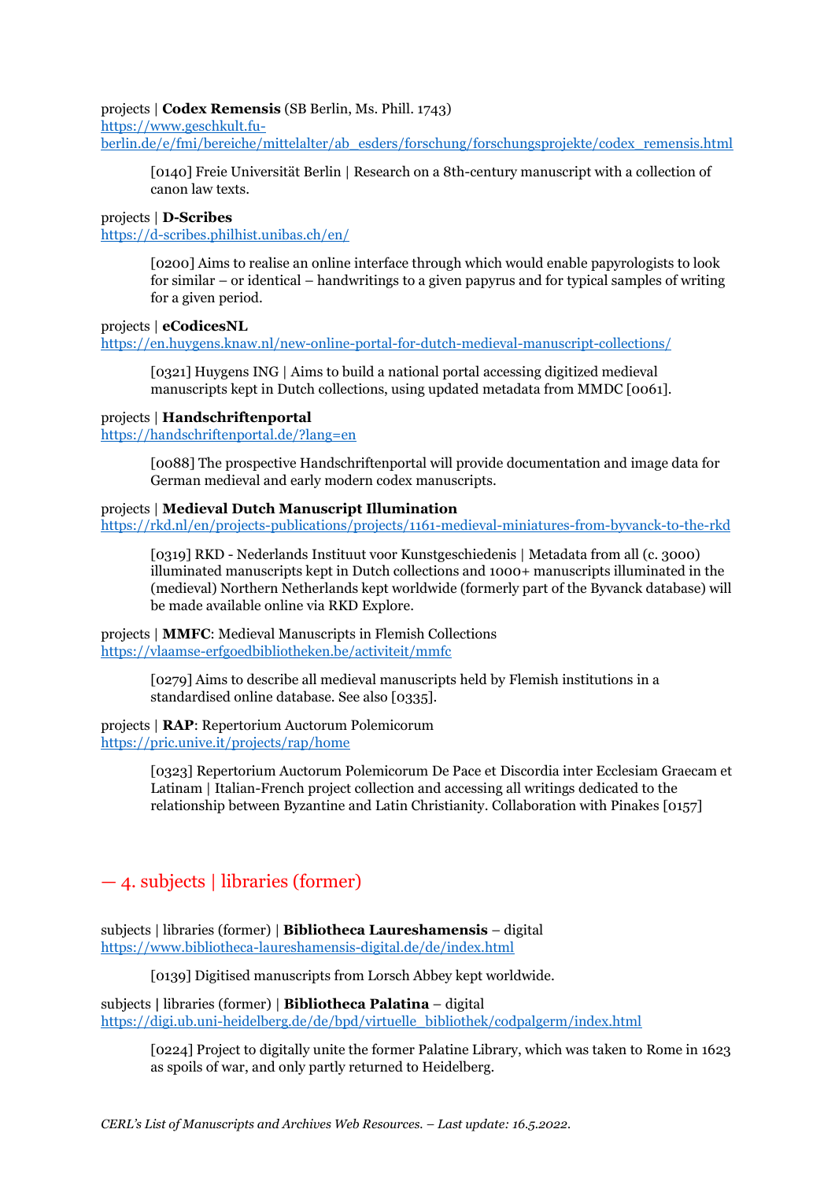projects | **Codex Remensis** (SB Berlin, Ms. Phill. 1743)
https://www.geschkult.fu-berlin.de/e/fmi/bereiche/mittelalter/ab_esders/forschung/forschungsprojekte/codex_remensis.html

> [0140] Freie Universität Berlin | Research on a 8th-century manuscript with a collection of canon law texts.

projects | **D-Scribes**
https://d-scribes.philhist.unibas.ch/en/

> [0200] Aims to realise an online interface through which would enable papyrologists to look for similar – or identical – handwritings to a given papyrus and for typical samples of writing for a given period.

projects | **eCodicesNL**
https://en.huygens.knaw.nl/new-online-portal-for-dutch-medieval-manuscript-collections/

> [0321] Huygens ING | Aims to build a national portal accessing digitized medieval manuscripts kept in Dutch collections, using updated metadata from MMDC [0061].

projects | **Handschriftenportal**
https://handschriftenportal.de/?lang=en

> [0088] The prospective Handschriftenportal will provide documentation and image data for German medieval and early modern codex manuscripts.

projects | **Medieval Dutch Manuscript Illumination**
https://rkd.nl/en/projects-publications/projects/1161-medieval-miniatures-from-byvanck-to-the-rkd

> [0319] RKD - Nederlands Instituut voor Kunstgeschiedenis | Metadata from all (c. 3000) illuminated manuscripts kept in Dutch collections and 1000+ manuscripts illuminated in the (medieval) Northern Netherlands kept worldwide (formerly part of the Byvanck database) will be made available online via RKD Explore.

projects | **MMFC**: Medieval Manuscripts in Flemish Collections
https://vlaamse-erfgoedbibliotheken.be/activiteit/mmfc

> [0279] Aims to describe all medieval manuscripts held by Flemish institutions in a standardised online database. See also [0335].

projects | **RAP**: Repertorium Auctorum Polemicorum
https://pric.unive.it/projects/rap/home

> [0323] Repertorium Auctorum Polemicorum De Pace et Discordia inter Ecclesiam Graecam et Latinam | Italian-French project collection and accessing all writings dedicated to the relationship between Byzantine and Latin Christianity. Collaboration with Pinakes [0157]

## — 4. subjects | libraries (former)

subjects | libraries (former) | **Bibliotheca Laureshamensis** – digital
https://www.bibliotheca-laureshamensis-digital.de/de/index.html

> [0139] Digitised manuscripts from Lorsch Abbey kept worldwide.

subjects | libraries (former) | **Bibliotheca Palatina** – digital
https://digi.ub.uni-heidelberg.de/de/bpd/virtuelle_bibliothek/codpalgerm/index.html

> [0224] Project to digitally unite the former Palatine Library, which was taken to Rome in 1623 as spoils of war, and only partly returned to Heidelberg.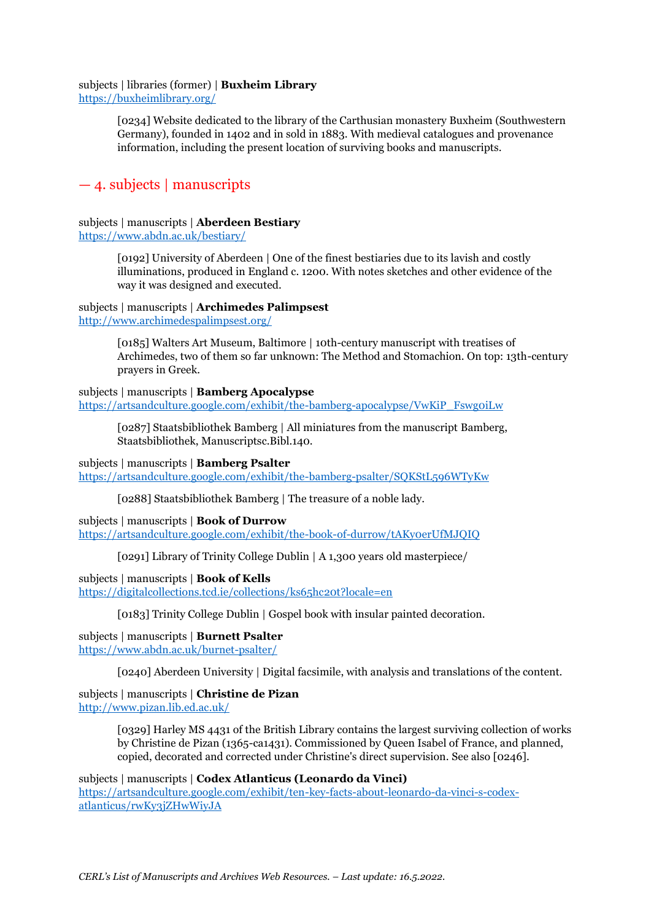subjects | libraries (former) | **Buxheim Library**
https://buxheimlibrary.org/

> [0234] Website dedicated to the library of the Carthusian monastery Buxheim (Southwestern Germany), founded in 1402 and in sold in 1883. With medieval catalogues and provenance information, including the present location of surviving books and manuscripts.

## — 4. subjects | manuscripts

subjects | manuscripts | **Aberdeen Bestiary**
https://www.abdn.ac.uk/bestiary/

> [0192] University of Aberdeen | One of the finest bestiaries due to its lavish and costly illuminations, produced in England c. 1200. With notes sketches and other evidence of the way it was designed and executed.

subjects | manuscripts | **Archimedes Palimpsest**
http://www.archimedespalimpsest.org/

> [0185] Walters Art Museum, Baltimore | 10th-century manuscript with treatises of Archimedes, two of them so far unknown: The Method and Stomachion. On top: 13th-century prayers in Greek.

subjects | manuscripts | **Bamberg Apocalypse**
https://artsandculture.google.com/exhibit/the-bamberg-apocalypse/VwKiP_Fswg0iLw

> [0287] Staatsbibliothek Bamberg | All miniatures from the manuscript Bamberg, Staatsbibliothek, Manuscriptsc.Bibl.140.

subjects | manuscripts | **Bamberg Psalter**
https://artsandculture.google.com/exhibit/the-bamberg-psalter/SQKStL596WTyKw

> [0288] Staatsbibliothek Bamberg | The treasure of a noble lady.

subjects | manuscripts | **Book of Durrow**
https://artsandculture.google.com/exhibit/the-book-of-durrow/tAKy0erUfMJQIQ

> [0291] Library of Trinity College Dublin | A 1,300 years old masterpiece/

subjects | manuscripts | **Book of Kells**
https://digitalcollections.tcd.ie/collections/ks65hc20t?locale=en

> [0183] Trinity College Dublin | Gospel book with insular painted decoration.

subjects | manuscripts | **Burnett Psalter**
https://www.abdn.ac.uk/burnet-psalter/

> [0240] Aberdeen University | Digital facsimile, with analysis and translations of the content.

subjects | manuscripts | **Christine de Pizan**
http://www.pizan.lib.ed.ac.uk/

> [0329] Harley MS 4431 of the British Library contains the largest surviving collection of works by Christine de Pizan (1365-ca1431). Commissioned by Queen Isabel of France, and planned, copied, decorated and corrected under Christine's direct supervision. See also [0246].

subjects | manuscripts | **Codex Atlanticus (Leonardo da Vinci)**
https://artsandculture.google.com/exhibit/ten-key-facts-about-leonardo-da-vinci-s-codex-atlanticus/rwKy3jZHwWiyJA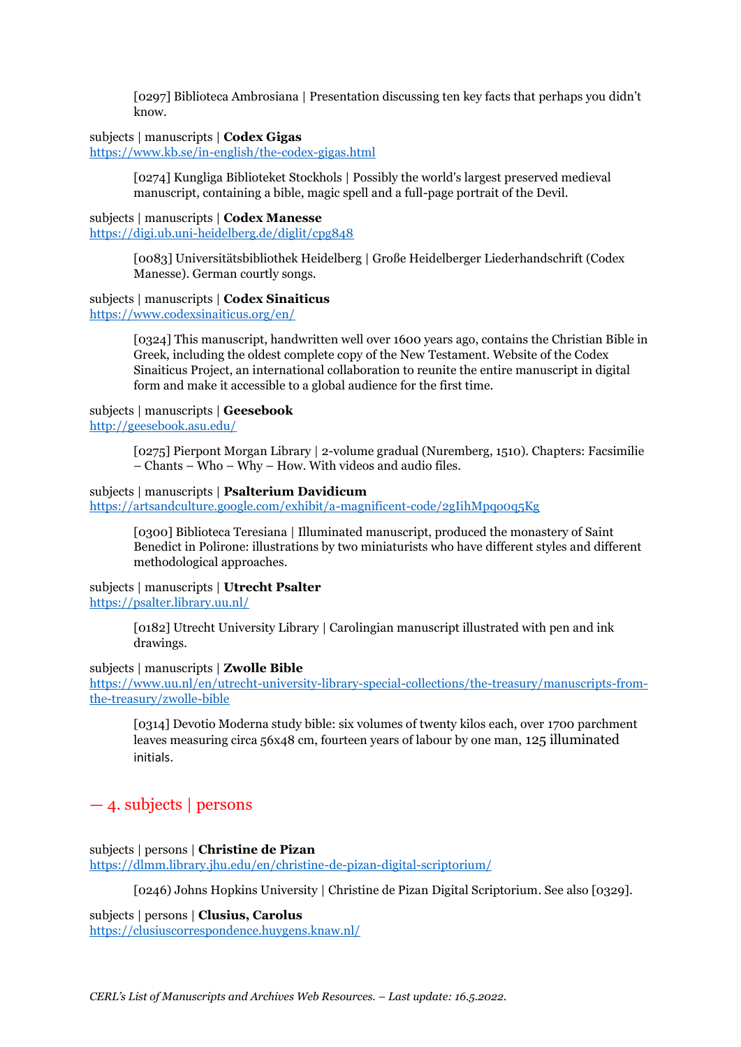> [0297] Biblioteca Ambrosiana | Presentation discussing ten key facts that perhaps you didn't know.

subjects | manuscripts | **Codex Gigas**
https://www.kb.se/in-english/the-codex-gigas.html

> [0274] Kungliga Biblioteket Stockhols | Possibly the world's largest preserved medieval manuscript, containing a bible, magic spell and a full-page portrait of the Devil.

subjects | manuscripts | **Codex Manesse**
https://digi.ub.uni-heidelberg.de/diglit/cpg848

> [0083] Universitätsbibliothek Heidelberg | Große Heidelberger Liederhandschrift (Codex Manesse). German courtly songs.

subjects | manuscripts | **Codex Sinaiticus**
https://www.codexsinaiticus.org/en/

> [0324] This manuscript, handwritten well over 1600 years ago, contains the Christian Bible in Greek, including the oldest complete copy of the New Testament. Website of the Codex Sinaiticus Project, an international collaboration to reunite the entire manuscript in digital form and make it accessible to a global audience for the first time.

subjects | manuscripts | **Geesebook**
http://geesebook.asu.edu/

> [0275] Pierpont Morgan Library | 2-volume gradual (Nuremberg, 1510). Chapters: Facsimilie – Chants – Who – Why – How. With videos and audio files.

subjects | manuscripts | **Psalterium Davidicum**
https://artsandculture.google.com/exhibit/a-magnificent-code/2gIihMpqoOq5Kg

> [0300] Biblioteca Teresiana | Illuminated manuscript, produced the monastery of Saint Benedict in Polirone: illustrations by two miniaturists who have different styles and different methodological approaches.

subjects | manuscripts | **Utrecht Psalter**
https://psalter.library.uu.nl/

> [0182] Utrecht University Library | Carolingian manuscript illustrated with pen and ink drawings.

subjects | manuscripts | **Zwolle Bible**
https://www.uu.nl/en/utrecht-university-library-special-collections/the-treasury/manuscripts-from-the-treasury/zwolle-bible

> [0314] Devotio Moderna study bible: six volumes of twenty kilos each, over 1700 parchment leaves measuring circa 56x48 cm, fourteen years of labour by one man, 125 illuminated initials.

## — 4. subjects | persons

subjects | persons | **Christine de Pizan**
https://dlmm.library.jhu.edu/en/christine-de-pizan-digital-scriptorium/

> [0246] Johns Hopkins University | Christine de Pizan Digital Scriptorium. See also [0329].

subjects | persons | **Clusius, Carolus**
https://clusiuscorrespondence.huygens.knaw.nl/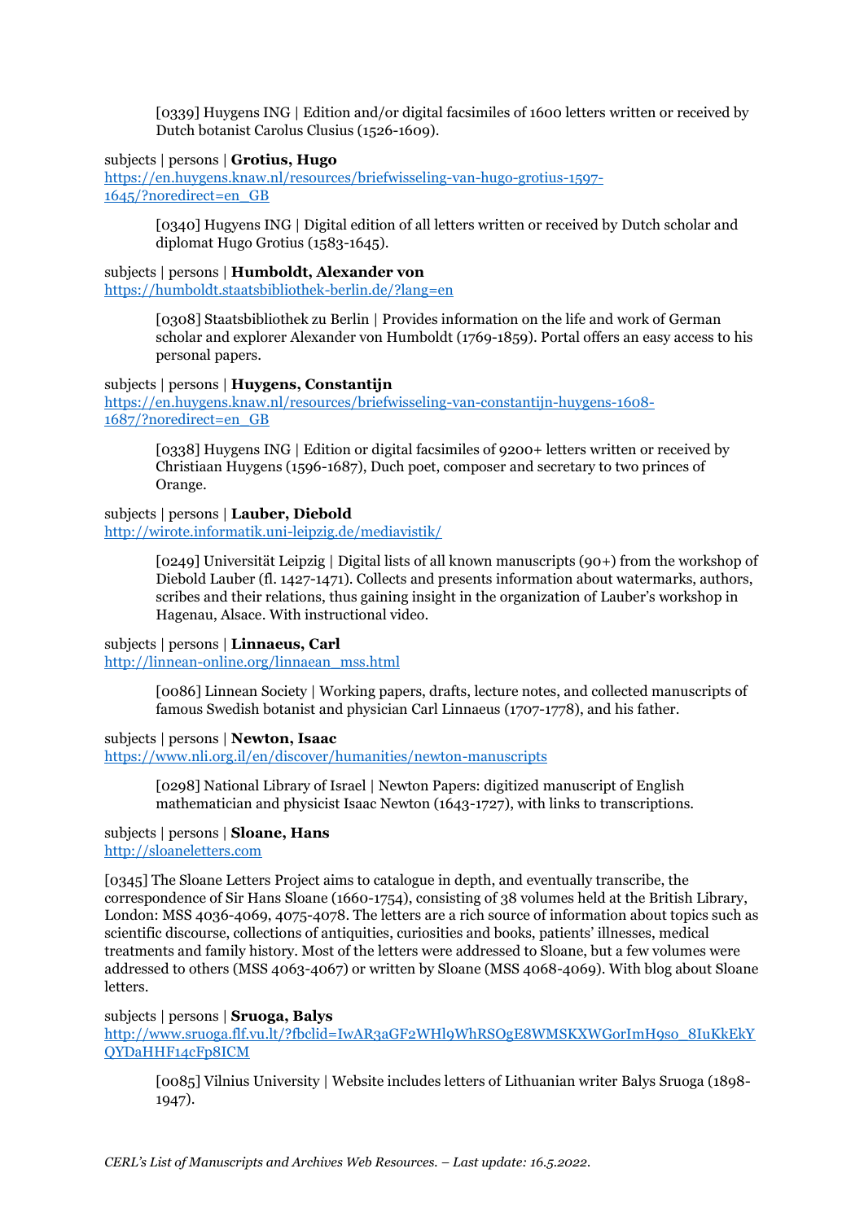[0339] Huygens ING | Edition and/or digital facsimiles of 1600 letters written or received by Dutch botanist Carolus Clusius (1526-1609).

subjects | persons | **Grotius, Hugo**
https://en.huygens.knaw.nl/resources/briefwisseling-van-hugo-grotius-1597-1645/?noredirect=en_GB

[0340] Hugyens ING | Digital edition of all letters written or received by Dutch scholar and diplomat Hugo Grotius (1583-1645).

subjects | persons | **Humboldt, Alexander von**
https://humboldt.staatsbibliothek-berlin.de/?lang=en

[0308] Staatsbibliothek zu Berlin | Provides information on the life and work of German scholar and explorer Alexander von Humboldt (1769-1859). Portal offers an easy access to his personal papers.

subjects | persons | **Huygens, Constantijn**
https://en.huygens.knaw.nl/resources/briefwisseling-van-constantijn-huygens-1608-1687/?noredirect=en_GB

[0338] Huygens ING | Edition or digital facsimiles of 9200+ letters written or received by Christiaan Huygens (1596-1687), Duch poet, composer and secretary to two princes of Orange.

subjects | persons | **Lauber, Diebold**
http://wirote.informatik.uni-leipzig.de/mediavistik/

[0249] Universität Leipzig | Digital lists of all known manuscripts (90+) from the workshop of Diebold Lauber (fl. 1427-1471). Collects and presents information about watermarks, authors, scribes and their relations, thus gaining insight in the organization of Lauber's workshop in Hagenau, Alsace. With instructional video.

subjects | persons | **Linnaeus, Carl**
http://linnean-online.org/linnaean_mss.html

[0086] Linnean Society | Working papers, drafts, lecture notes, and collected manuscripts of famous Swedish botanist and physician Carl Linnaeus (1707-1778), and his father.

subjects | persons | **Newton, Isaac**
https://www.nli.org.il/en/discover/humanities/newton-manuscripts

[0298] National Library of Israel | Newton Papers: digitized manuscript of English mathematician and physicist Isaac Newton (1643-1727), with links to transcriptions.

subjects | persons | **Sloane, Hans**
http://sloaneletters.com

[0345] The Sloane Letters Project aims to catalogue in depth, and eventually transcribe, the correspondence of Sir Hans Sloane (1660-1754), consisting of 38 volumes held at the British Library, London: MSS 4036-4069, 4075-4078. The letters are a rich source of information about topics such as scientific discourse, collections of antiquities, curiosities and books, patients' illnesses, medical treatments and family history. Most of the letters were addressed to Sloane, but a few volumes were addressed to others (MSS 4063-4067) or written by Sloane (MSS 4068-4069). With blog about Sloane letters.

subjects | persons | **Sruoga, Balys**
http://www.sruoga.flf.vu.lt/?fbclid=IwAR3aGF2WHl9WhRSOgE8WMSKXWGorImH9so_8IuKkEkYQYDaHHF14cFp8ICM

[0085] Vilnius University | Website includes letters of Lithuanian writer Balys Sruoga (1898-1947).

*CERL's List of Manuscripts and Archives Web Resources. – Last update: 16.5.2022.*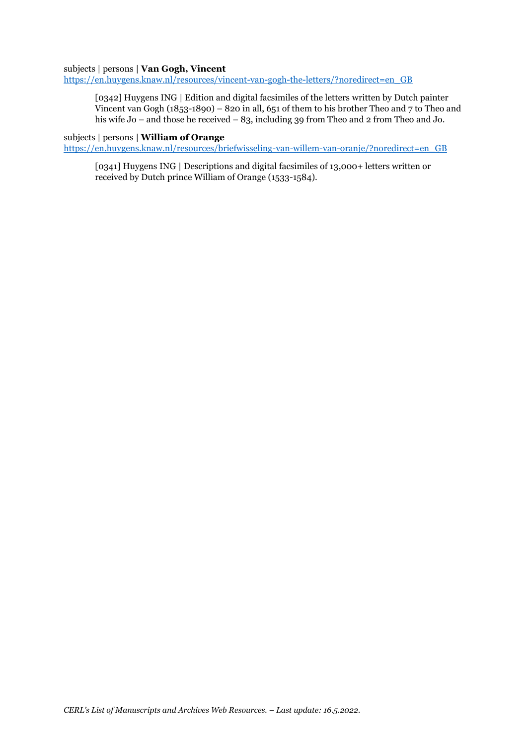subjects | persons | **Van Gogh, Vincent**
https://en.huygens.knaw.nl/resources/vincent-van-gogh-the-letters/?noredirect=en_GB

> [0342] Huygens ING | Edition and digital facsimiles of the letters written by Dutch painter Vincent van Gogh (1853-1890) – 820 in all, 651 of them to his brother Theo and 7 to Theo and his wife Jo – and those he received – 83, including 39 from Theo and 2 from Theo and Jo.

subjects | persons | **William of Orange**
https://en.huygens.knaw.nl/resources/briefwisseling-van-willem-van-oranje/?noredirect=en_GB

> [0341] Huygens ING | Descriptions and digital facsimiles of 13,000+ letters written or received by Dutch prince William of Orange (1533-1584).

*CERL's List of Manuscripts and Archives Web Resources. – Last update: 16.5.2022.*